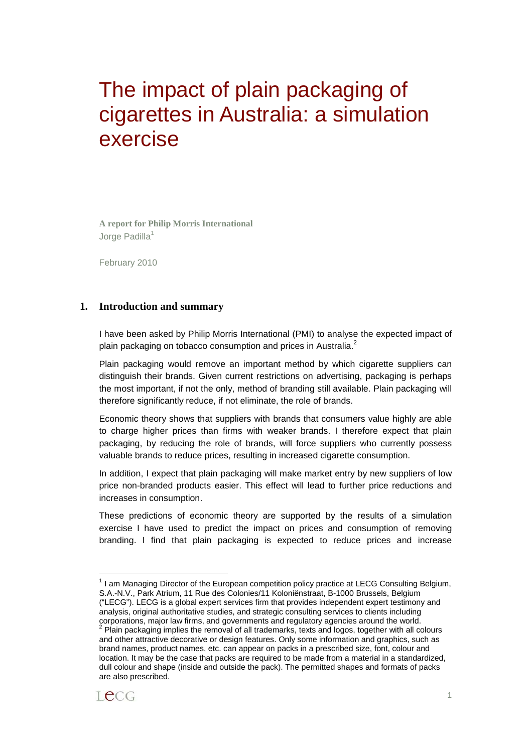# The impact of plain packaging of cigarettes in Australia: a simulation exercise

**A report for Philip Morris International**
Jorge Padilla[1]

February 2010

## 1. Introduction and summary

I have been asked by Philip Morris International (PMI) to analyse the expected impact of plain packaging on tobacco consumption and prices in Australia.[2]

Plain packaging would remove an important method by which cigarette suppliers can distinguish their brands. Given current restrictions on advertising, packaging is perhaps the most important, if not the only, method of branding still available. Plain packaging will therefore significantly reduce, if not eliminate, the role of brands.

Economic theory shows that suppliers with brands that consumers value highly are able to charge higher prices than firms with weaker brands. I therefore expect that plain packaging, by reducing the role of brands, will force suppliers who currently possess valuable brands to reduce prices, resulting in increased cigarette consumption.

In addition, I expect that plain packaging will make market entry by new suppliers of low price non-branded products easier. This effect will lead to further price reductions and increases in consumption.

These predictions of economic theory are supported by the results of a simulation exercise I have used to predict the impact on prices and consumption of removing branding. I find that plain packaging is expected to reduce prices and increase

---

[1] I am Managing Director of the European competition policy practice at LECG Consulting Belgium, S.A.-N.V., Park Atrium, 11 Rue des Colonies/11 Koloniënstraat, B-1000 Brussels, Belgium ("LECG"). LECG is a global expert services firm that provides independent expert testimony and analysis, original authoritative studies, and strategic consulting services to clients including corporations, major law firms, and governments and regulatory agencies around the world.

[2] Plain packaging implies the removal of all trademarks, texts and logos, together with all colours and other attractive decorative or design features. Only some information and graphics, such as brand names, product names, etc. can appear on packs in a prescribed size, font, colour and location. It may be the case that packs are required to be made from a material in a standardized, dull colour and shape (inside and outside the pack). The permitted shapes and formats of packs are also prescribed.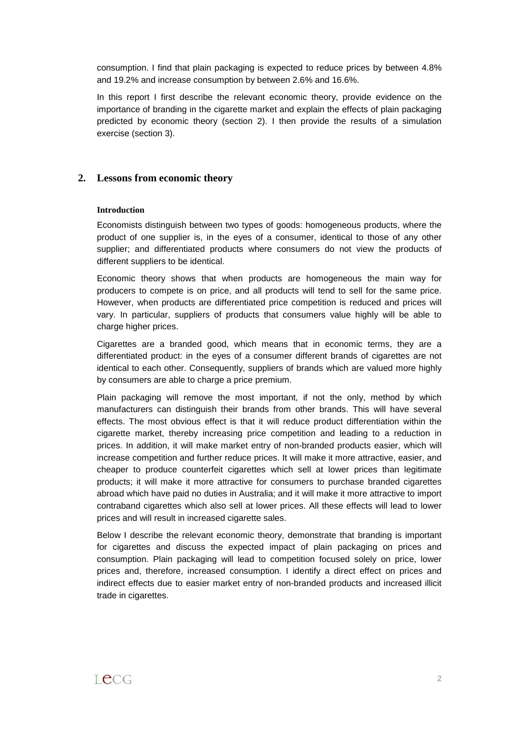consumption. I find that plain packaging is expected to reduce prices by between 4.8% and 19.2% and increase consumption by between 2.6% and 16.6%.

In this report I first describe the relevant economic theory, provide evidence on the importance of branding in the cigarette market and explain the effects of plain packaging predicted by economic theory (section 2). I then provide the results of a simulation exercise (section 3).

## 2. Lessons from economic theory

### Introduction

Economists distinguish between two types of goods: homogeneous products, where the product of one supplier is, in the eyes of a consumer, identical to those of any other supplier; and differentiated products where consumers do not view the products of different suppliers to be identical.

Economic theory shows that when products are homogeneous the main way for producers to compete is on price, and all products will tend to sell for the same price. However, when products are differentiated price competition is reduced and prices will vary. In particular, suppliers of products that consumers value highly will be able to charge higher prices.

Cigarettes are a branded good, which means that in economic terms, they are a differentiated product: in the eyes of a consumer different brands of cigarettes are not identical to each other. Consequently, suppliers of brands which are valued more highly by consumers are able to charge a price premium.

Plain packaging will remove the most important, if not the only, method by which manufacturers can distinguish their brands from other brands. This will have several effects. The most obvious effect is that it will reduce product differentiation within the cigarette market, thereby increasing price competition and leading to a reduction in prices. In addition, it will make market entry of non-branded products easier, which will increase competition and further reduce prices. It will make it more attractive, easier, and cheaper to produce counterfeit cigarettes which sell at lower prices than legitimate products; it will make it more attractive for consumers to purchase branded cigarettes abroad which have paid no duties in Australia; and it will make it more attractive to import contraband cigarettes which also sell at lower prices. All these effects will lead to lower prices and will result in increased cigarette sales.

Below I describe the relevant economic theory, demonstrate that branding is important for cigarettes and discuss the expected impact of plain packaging on prices and consumption. Plain packaging will lead to competition focused solely on price, lower prices and, therefore, increased consumption. I identify a direct effect on prices and indirect effects due to easier market entry of non-branded products and increased illicit trade in cigarettes.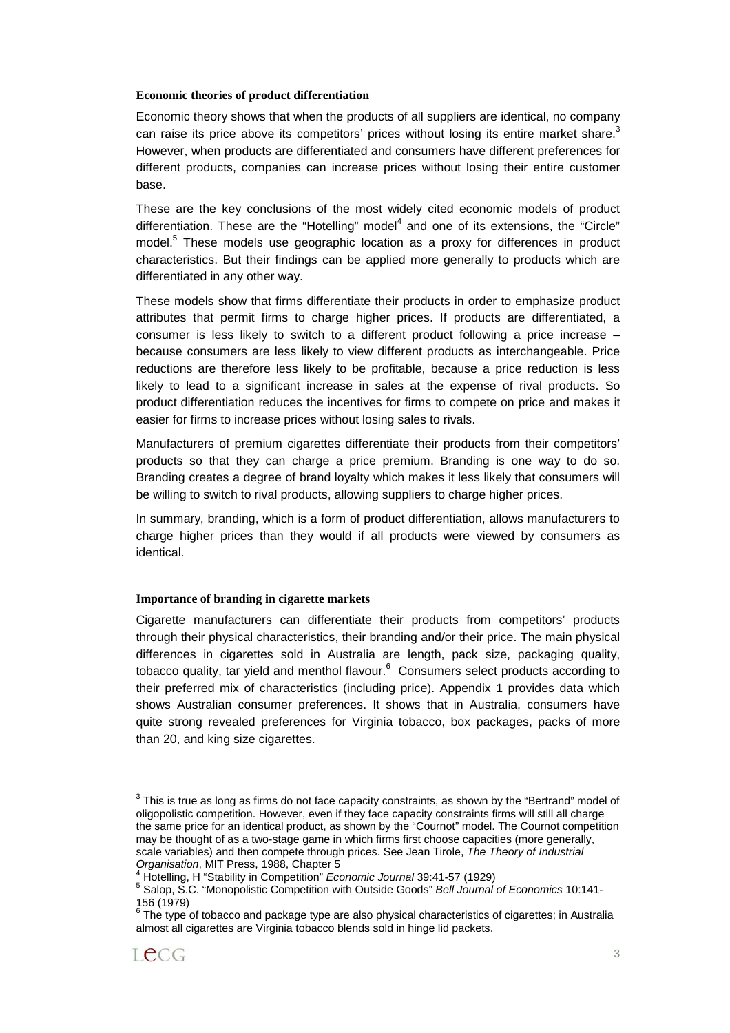### Economic theories of product differentiation

Economic theory shows that when the products of all suppliers are identical, no company can raise its price above its competitors' prices without losing its entire market share.[3] However, when products are differentiated and consumers have different preferences for different products, companies can increase prices without losing their entire customer base.

These are the key conclusions of the most widely cited economic models of product differentiation. These are the "Hotelling" model[4] and one of its extensions, the "Circle" model.[5] These models use geographic location as a proxy for differences in product characteristics. But their findings can be applied more generally to products which are differentiated in any other way.

These models show that firms differentiate their products in order to emphasize product attributes that permit firms to charge higher prices. If products are differentiated, a consumer is less likely to switch to a different product following a price increase – because consumers are less likely to view different products as interchangeable. Price reductions are therefore less likely to be profitable, because a price reduction is less likely to lead to a significant increase in sales at the expense of rival products. So product differentiation reduces the incentives for firms to compete on price and makes it easier for firms to increase prices without losing sales to rivals.

Manufacturers of premium cigarettes differentiate their products from their competitors' products so that they can charge a price premium. Branding is one way to do so. Branding creates a degree of brand loyalty which makes it less likely that consumers will be willing to switch to rival products, allowing suppliers to charge higher prices.

In summary, branding, which is a form of product differentiation, allows manufacturers to charge higher prices than they would if all products were viewed by consumers as identical.

### Importance of branding in cigarette markets

Cigarette manufacturers can differentiate their products from competitors' products through their physical characteristics, their branding and/or their price. The main physical differences in cigarettes sold in Australia are length, pack size, packaging quality, tobacco quality, tar yield and menthol flavour.[6] Consumers select products according to their preferred mix of characteristics (including price). Appendix 1 provides data which shows Australian consumer preferences. It shows that in Australia, consumers have quite strong revealed preferences for Virginia tobacco, box packages, packs of more than 20, and king size cigarettes.

---

[3] This is true as long as firms do not face capacity constraints, as shown by the "Bertrand" model of oligopolistic competition. However, even if they face capacity constraints firms will still all charge the same price for an identical product, as shown by the "Cournot" model. The Cournot competition may be thought of as a two-stage game in which firms first choose capacities (more generally, scale variables) and then compete through prices. See Jean Tirole, *The Theory of Industrial Organisation*, MIT Press, 1988, Chapter 5

[4] Hotelling, H "Stability in Competition" *Economic Journal* 39:41-57 (1929)

[5] Salop, S.C. "Monopolistic Competition with Outside Goods" *Bell Journal of Economics* 10:141-156 (1979)

[6] The type of tobacco and package type are also physical characteristics of cigarettes; in Australia almost all cigarettes are Virginia tobacco blends sold in hinge lid packets.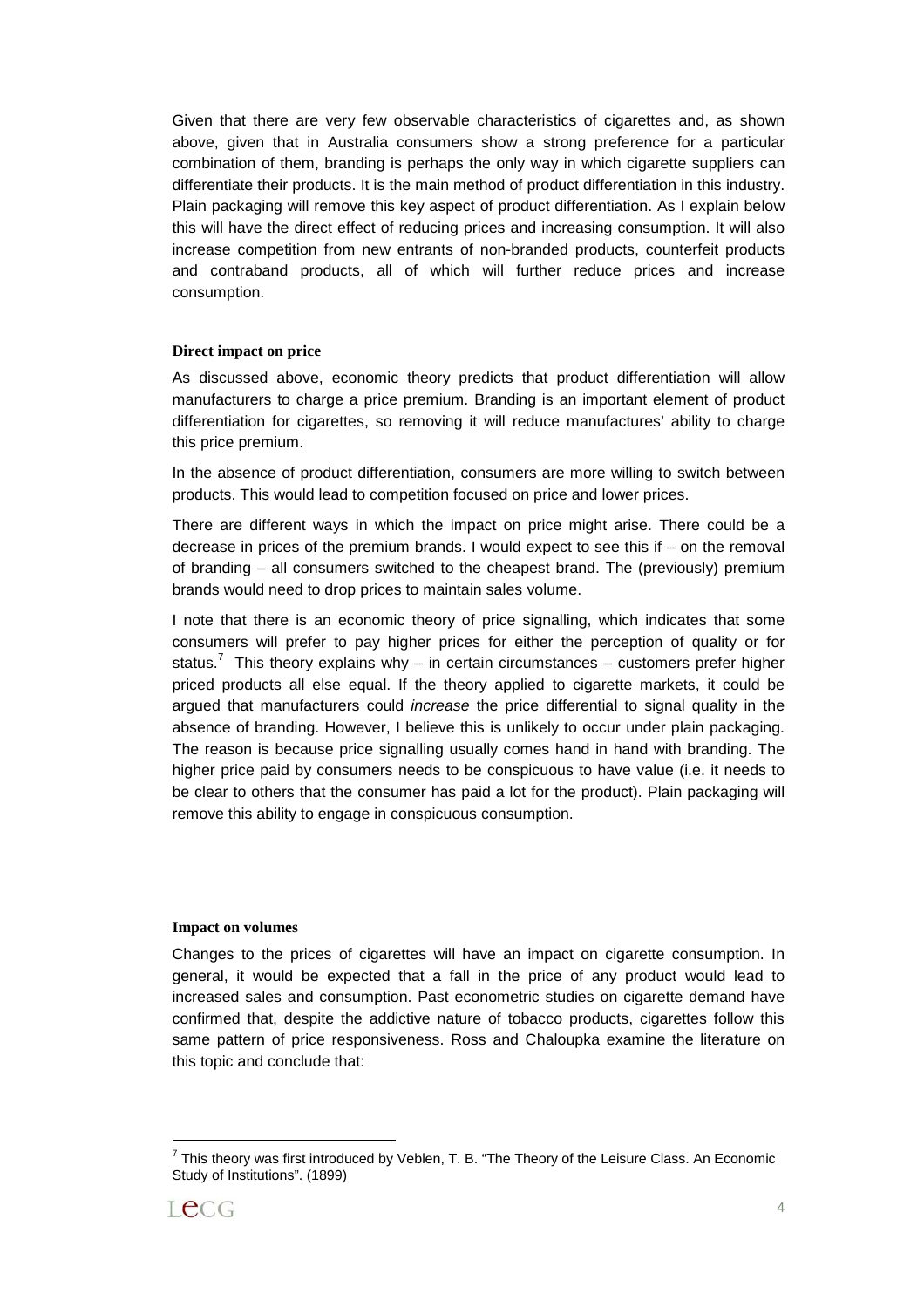Given that there are very few observable characteristics of cigarettes and, as shown above, given that in Australia consumers show a strong preference for a particular combination of them, branding is perhaps the only way in which cigarette suppliers can differentiate their products. It is the main method of product differentiation in this industry. Plain packaging will remove this key aspect of product differentiation. As I explain below this will have the direct effect of reducing prices and increasing consumption. It will also increase competition from new entrants of non-branded products, counterfeit products and contraband products, all of which will further reduce prices and increase consumption.

**Direct impact on price**

As discussed above, economic theory predicts that product differentiation will allow manufacturers to charge a price premium. Branding is an important element of product differentiation for cigarettes, so removing it will reduce manufactures' ability to charge this price premium.

In the absence of product differentiation, consumers are more willing to switch between products. This would lead to competition focused on price and lower prices.

There are different ways in which the impact on price might arise. There could be a decrease in prices of the premium brands. I would expect to see this if – on the removal of branding – all consumers switched to the cheapest brand. The (previously) premium brands would need to drop prices to maintain sales volume.

I note that there is an economic theory of price signalling, which indicates that some consumers will prefer to pay higher prices for either the perception of quality or for status.[7] This theory explains why – in certain circumstances – customers prefer higher priced products all else equal. If the theory applied to cigarette markets, it could be argued that manufacturers could *increase* the price differential to signal quality in the absence of branding. However, I believe this is unlikely to occur under plain packaging. The reason is because price signalling usually comes hand in hand with branding. The higher price paid by consumers needs to be conspicuous to have value (i.e. it needs to be clear to others that the consumer has paid a lot for the product). Plain packaging will remove this ability to engage in conspicuous consumption.

**Impact on volumes**

Changes to the prices of cigarettes will have an impact on cigarette consumption. In general, it would be expected that a fall in the price of any product would lead to increased sales and consumption. Past econometric studies on cigarette demand have confirmed that, despite the addictive nature of tobacco products, cigarettes follow this same pattern of price responsiveness. Ross and Chaloupka examine the literature on this topic and conclude that:

[7] This theory was first introduced by Veblen, T. B. "The Theory of the Leisure Class. An Economic Study of Institutions". (1899)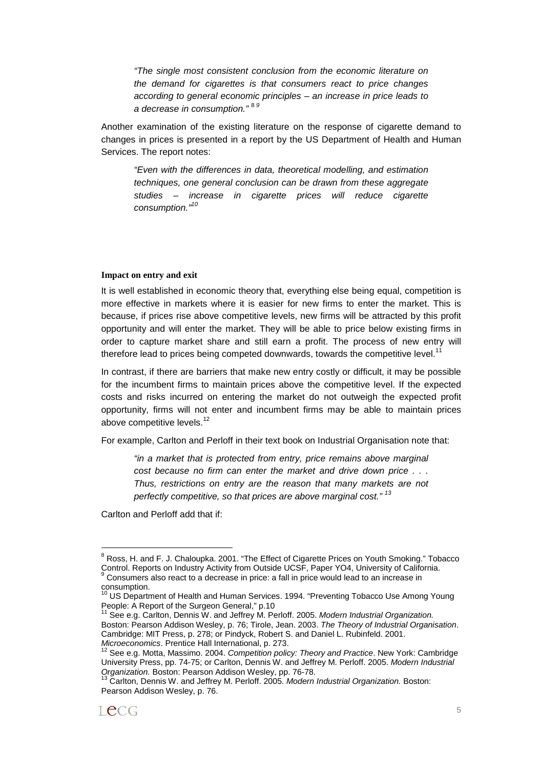> *"The single most consistent conclusion from the economic literature on the demand for cigarettes is that consumers react to price changes according to general economic principles – an increase in price leads to a decrease in consumption."* [8] [9]

Another examination of the existing literature on the response of cigarette demand to changes in prices is presented in a report by the US Department of Health and Human Services. The report notes:

> *"Even with the differences in data, theoretical modelling, and estimation techniques, one general conclusion can be drawn from these aggregate studies – increase in cigarette prices will reduce cigarette consumption."*[10]

**Impact on entry and exit**

It is well established in economic theory that, everything else being equal, competition is more effective in markets where it is easier for new firms to enter the market. This is because, if prices rise above competitive levels, new firms will be attracted by this profit opportunity and will enter the market. They will be able to price below existing firms in order to capture market share and still earn a profit. The process of new entry will therefore lead to prices being competed downwards, towards the competitive level.[11]

In contrast, if there are barriers that make new entry costly or difficult, it may be possible for the incumbent firms to maintain prices above the competitive level. If the expected costs and risks incurred on entering the market do not outweigh the expected profit opportunity, firms will not enter and incumbent firms may be able to maintain prices above competitive levels.[12]

For example, Carlton and Perloff in their text book on Industrial Organisation note that:

> *"in a market that is protected from entry, price remains above marginal cost because no firm can enter the market and drive down price . . . Thus, restrictions on entry are the reason that many markets are not perfectly competitive, so that prices are above marginal cost."* [13]

Carlton and Perloff add that if:

---

[8] Ross, H. and F. J. Chaloupka. 2001. "The Effect of Cigarette Prices on Youth Smoking." Tobacco Control. Reports on Industry Activity from Outside UCSF, Paper YO4, University of California.

[9] Consumers also react to a decrease in price: a fall in price would lead to an increase in consumption.

[10] US Department of Health and Human Services. 1994. "Preventing Tobacco Use Among Young People: A Report of the Surgeon General," p.10

[11] See e.g. Carlton, Dennis W. and Jeffrey M. Perloff. 2005. *Modern Industrial Organization.* Boston: Pearson Addison Wesley, p. 76; Tirole, Jean. 2003. *The Theory of Industrial Organisation*. Cambridge: MIT Press, p. 278; or Pindyck, Robert S. and Daniel L. Rubinfeld. 2001. *Microeconomics*. Prentice Hall International, p. 273.

[12] See e.g. Motta, Massimo. 2004. *Competition policy: Theory and Practice*. New York: Cambridge University Press, pp. 74-75; or Carlton, Dennis W. and Jeffrey M. Perloff. 2005. *Modern Industrial Organization.* Boston: Pearson Addison Wesley, pp. 76-78.

[13] Carlton, Dennis W. and Jeffrey M. Perloff. 2005. *Modern Industrial Organization.* Boston: Pearson Addison Wesley, p. 76.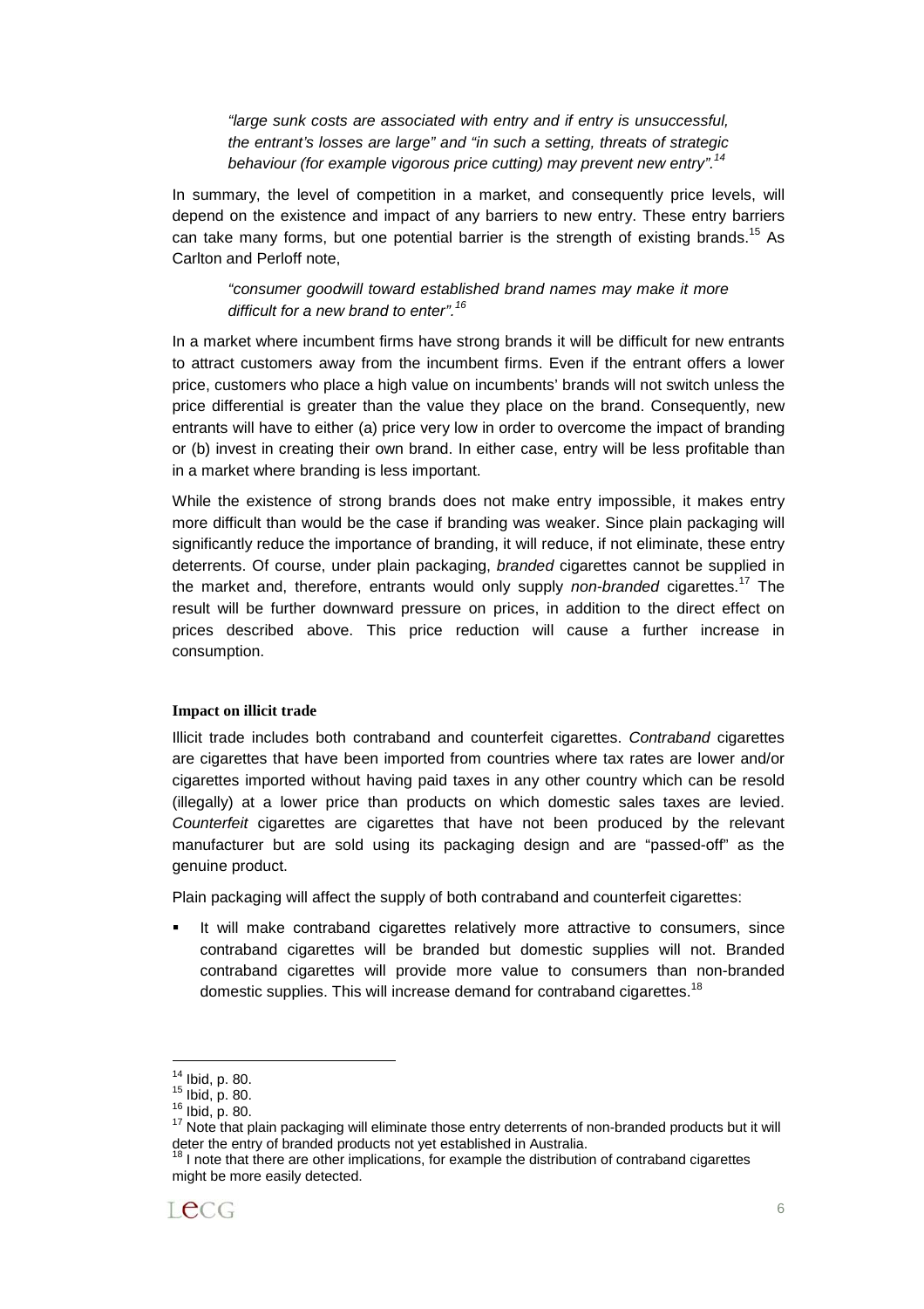> *"large sunk costs are associated with entry and if entry is unsuccessful, the entrant's losses are large" and "in such a setting, threats of strategic behaviour (for example vigorous price cutting) may prevent new entry".*[14]

In summary, the level of competition in a market, and consequently price levels, will depend on the existence and impact of any barriers to new entry. These entry barriers can take many forms, but one potential barrier is the strength of existing brands.[15] As Carlton and Perloff note,

> *"consumer goodwill toward established brand names may make it more difficult for a new brand to enter".*[16]

In a market where incumbent firms have strong brands it will be difficult for new entrants to attract customers away from the incumbent firms. Even if the entrant offers a lower price, customers who place a high value on incumbents' brands will not switch unless the price differential is greater than the value they place on the brand. Consequently, new entrants will have to either (a) price very low in order to overcome the impact of branding or (b) invest in creating their own brand. In either case, entry will be less profitable than in a market where branding is less important.

While the existence of strong brands does not make entry impossible, it makes entry more difficult than would be the case if branding was weaker. Since plain packaging will significantly reduce the importance of branding, it will reduce, if not eliminate, these entry deterrents. Of course, under plain packaging, *branded* cigarettes cannot be supplied in the market and, therefore, entrants would only supply *non-branded* cigarettes.[17] The result will be further downward pressure on prices, in addition to the direct effect on prices described above. This price reduction will cause a further increase in consumption.

**Impact on illicit trade**

Illicit trade includes both contraband and counterfeit cigarettes. *Contraband* cigarettes are cigarettes that have been imported from countries where tax rates are lower and/or cigarettes imported without having paid taxes in any other country which can be resold (illegally) at a lower price than products on which domestic sales taxes are levied. *Counterfeit* cigarettes are cigarettes that have not been produced by the relevant manufacturer but are sold using its packaging design and are "passed-off" as the genuine product.

Plain packaging will affect the supply of both contraband and counterfeit cigarettes:

- It will make contraband cigarettes relatively more attractive to consumers, since contraband cigarettes will be branded but domestic supplies will not. Branded contraband cigarettes will provide more value to consumers than non-branded domestic supplies. This will increase demand for contraband cigarettes.[18]

---

[14] Ibid, p. 80.
[15] Ibid, p. 80.
[16] Ibid, p. 80.
[17] Note that plain packaging will eliminate those entry deterrents of non-branded products but it will deter the entry of branded products not yet established in Australia.
[18] I note that there are other implications, for example the distribution of contraband cigarettes might be more easily detected.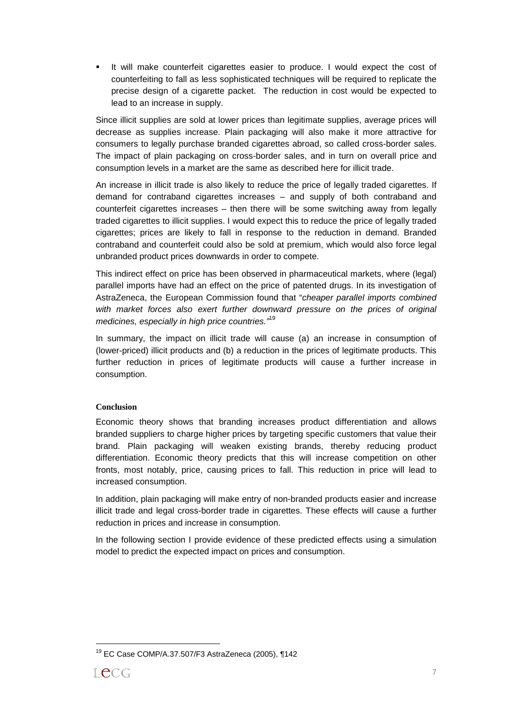- It will make counterfeit cigarettes easier to produce. I would expect the cost of counterfeiting to fall as less sophisticated techniques will be required to replicate the precise design of a cigarette packet. The reduction in cost would be expected to lead to an increase in supply.

Since illicit supplies are sold at lower prices than legitimate supplies, average prices will decrease as supplies increase. Plain packaging will also make it more attractive for consumers to legally purchase branded cigarettes abroad, so called cross-border sales. The impact of plain packaging on cross-border sales, and in turn on overall price and consumption levels in a market are the same as described here for illicit trade.

An increase in illicit trade is also likely to reduce the price of legally traded cigarettes. If demand for contraband cigarettes increases – and supply of both contraband and counterfeit cigarettes increases – then there will be some switching away from legally traded cigarettes to illicit supplies. I would expect this to reduce the price of legally traded cigarettes; prices are likely to fall in response to the reduction in demand. Branded contraband and counterfeit could also be sold at premium, which would also force legal unbranded product prices downwards in order to compete.

This indirect effect on price has been observed in pharmaceutical markets, where (legal) parallel imports have had an effect on the price of patented drugs. In its investigation of AstraZeneca, the European Commission found that "*cheaper parallel imports combined with market forces also exert further downward pressure on the prices of original medicines, especially in high price countries.*"[19]

In summary, the impact on illicit trade will cause (a) an increase in consumption of (lower-priced) illicit products and (b) a reduction in the prices of legitimate products. This further reduction in prices of legitimate products will cause a further increase in consumption.

**Conclusion**

Economic theory shows that branding increases product differentiation and allows branded suppliers to charge higher prices by targeting specific customers that value their brand. Plain packaging will weaken existing brands, thereby reducing product differentiation. Economic theory predicts that this will increase competition on other fronts, most notably, price, causing prices to fall. This reduction in price will lead to increased consumption.

In addition, plain packaging will make entry of non-branded products easier and increase illicit trade and legal cross-border trade in cigarettes. These effects will cause a further reduction in prices and increase in consumption.

In the following section I provide evidence of these predicted effects using a simulation model to predict the expected impact on prices and consumption.

---

[19] EC Case COMP/A.37.507/F3 AstraZeneca (2005), ¶142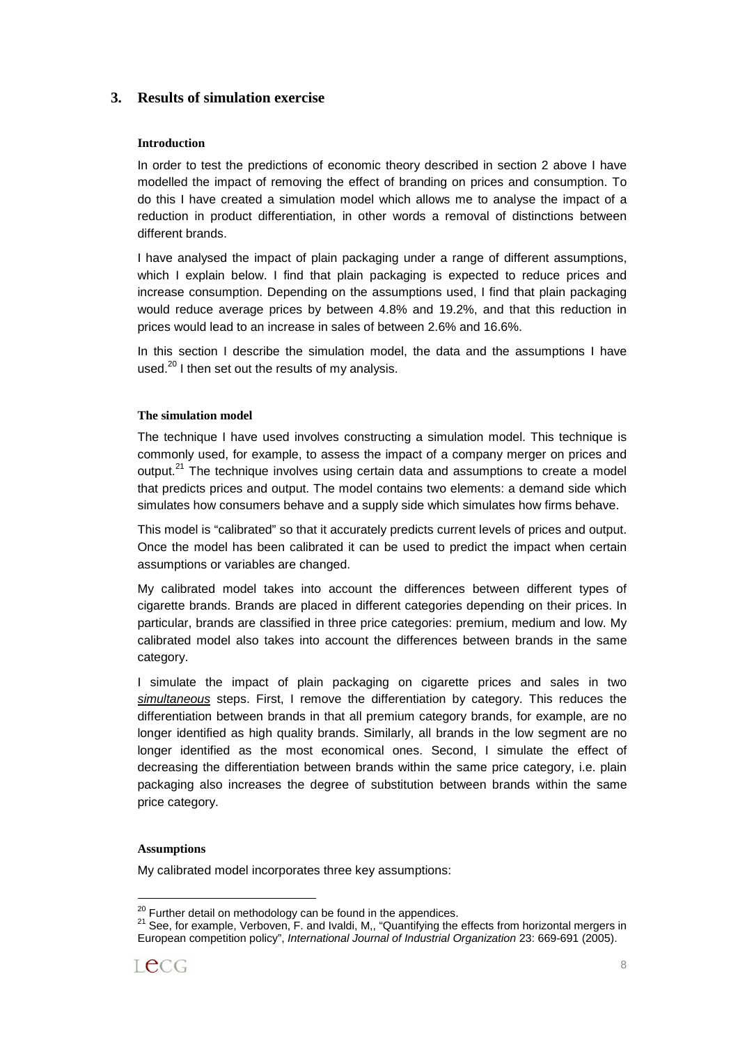## 3. Results of simulation exercise

### Introduction

In order to test the predictions of economic theory described in section 2 above I have modelled the impact of removing the effect of branding on prices and consumption. To do this I have created a simulation model which allows me to analyse the impact of a reduction in product differentiation, in other words a removal of distinctions between different brands.

I have analysed the impact of plain packaging under a range of different assumptions, which I explain below. I find that plain packaging is expected to reduce prices and increase consumption. Depending on the assumptions used, I find that plain packaging would reduce average prices by between 4.8% and 19.2%, and that this reduction in prices would lead to an increase in sales of between 2.6% and 16.6%.

In this section I describe the simulation model, the data and the assumptions I have used.[20] I then set out the results of my analysis.

### The simulation model

The technique I have used involves constructing a simulation model. This technique is commonly used, for example, to assess the impact of a company merger on prices and output.[21] The technique involves using certain data and assumptions to create a model that predicts prices and output. The model contains two elements: a demand side which simulates how consumers behave and a supply side which simulates how firms behave.

This model is "calibrated" so that it accurately predicts current levels of prices and output. Once the model has been calibrated it can be used to predict the impact when certain assumptions or variables are changed.

My calibrated model takes into account the differences between different types of cigarette brands. Brands are placed in different categories depending on their prices. In particular, brands are classified in three price categories: premium, medium and low. My calibrated model also takes into account the differences between brands in the same category.

I simulate the impact of plain packaging on cigarette prices and sales in two *simultaneous* steps. First, I remove the differentiation by category. This reduces the differentiation between brands in that all premium category brands, for example, are no longer identified as high quality brands. Similarly, all brands in the low segment are no longer identified as the most economical ones. Second, I simulate the effect of decreasing the differentiation between brands within the same price category, i.e. plain packaging also increases the degree of substitution between brands within the same price category.

### Assumptions

My calibrated model incorporates three key assumptions:

---

[20] Further detail on methodology can be found in the appendices.

[21] See, for example, Verboven, F. and Ivaldi, M,, "Quantifying the effects from horizontal mergers in European competition policy", *International Journal of Industrial Organization* 23: 669-691 (2005).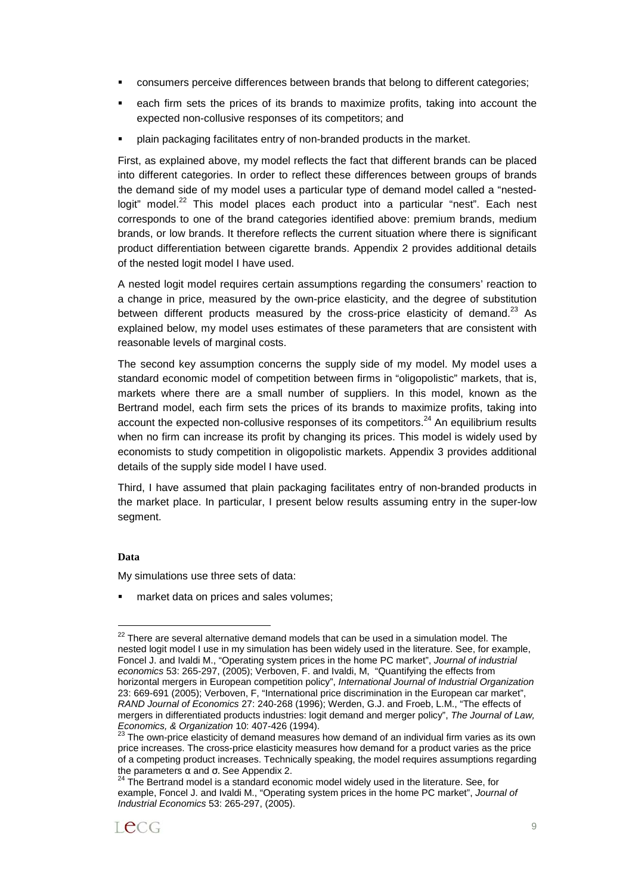- consumers perceive differences between brands that belong to different categories;
- each firm sets the prices of its brands to maximize profits, taking into account the expected non-collusive responses of its competitors; and
- plain packaging facilitates entry of non-branded products in the market.

First, as explained above, my model reflects the fact that different brands can be placed into different categories. In order to reflect these differences between groups of brands the demand side of my model uses a particular type of demand model called a "nested-logit" model.[22] This model places each product into a particular "nest". Each nest corresponds to one of the brand categories identified above: premium brands, medium brands, or low brands. It therefore reflects the current situation where there is significant product differentiation between cigarette brands. Appendix 2 provides additional details of the nested logit model I have used.

A nested logit model requires certain assumptions regarding the consumers' reaction to a change in price, measured by the own-price elasticity, and the degree of substitution between different products measured by the cross-price elasticity of demand.[23] As explained below, my model uses estimates of these parameters that are consistent with reasonable levels of marginal costs.

The second key assumption concerns the supply side of my model. My model uses a standard economic model of competition between firms in "oligopolistic" markets, that is, markets where there are a small number of suppliers. In this model, known as the Bertrand model, each firm sets the prices of its brands to maximize profits, taking into account the expected non-collusive responses of its competitors.[24] An equilibrium results when no firm can increase its profit by changing its prices. This model is widely used by economists to study competition in oligopolistic markets. Appendix 3 provides additional details of the supply side model I have used.

Third, I have assumed that plain packaging facilitates entry of non-branded products in the market place. In particular, I present below results assuming entry in the super-low segment.

**Data**

My simulations use three sets of data:

- market data on prices and sales volumes;

---

[22] There are several alternative demand models that can be used in a simulation model. The nested logit model I use in my simulation has been widely used in the literature. See, for example, Foncel J. and Ivaldi M., "Operating system prices in the home PC market", *Journal of industrial economics* 53: 265-297, (2005); Verboven, F. and Ivaldi, M, "Quantifying the effects from horizontal mergers in European competition policy", *International Journal of Industrial Organization* 23: 669-691 (2005); Verboven, F, "International price discrimination in the European car market", *RAND Journal of Economics* 27: 240-268 (1996); Werden, G.J. and Froeb, L.M., "The effects of mergers in differentiated products industries: logit demand and merger policy", *The Journal of Law, Economics, & Organization* 10: 407-426 (1994).

[23] The own-price elasticity of demand measures how demand of an individual firm varies as its own price increases. The cross-price elasticity measures how demand for a product varies as the price of a competing product increases. Technically speaking, the model requires assumptions regarding the parameters $\alpha$ and $\sigma$. See Appendix 2.

[24] The Bertrand model is a standard economic model widely used in the literature. See, for example, Foncel J. and Ivaldi M., "Operating system prices in the home PC market", *Journal of Industrial Economics* 53: 265-297, (2005).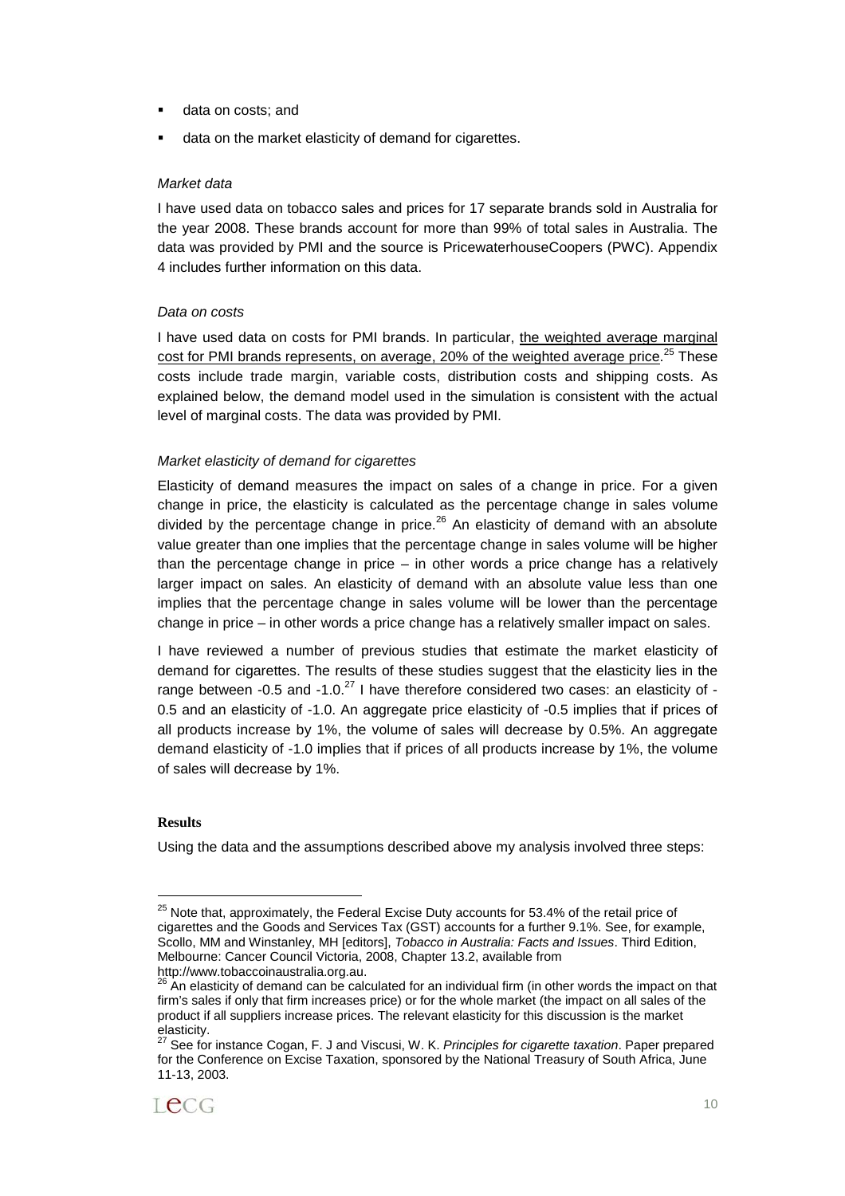- data on costs; and
- data on the market elasticity of demand for cigarettes.

*Market data*

I have used data on tobacco sales and prices for 17 separate brands sold in Australia for the year 2008. These brands account for more than 99% of total sales in Australia. The data was provided by PMI and the source is PricewaterhouseCoopers (PWC). Appendix 4 includes further information on this data.

*Data on costs*

I have used data on costs for PMI brands. In particular, <u>the weighted average marginal cost for PMI brands represents, on average, 20% of the weighted average price</u>.[25] These costs include trade margin, variable costs, distribution costs and shipping costs. As explained below, the demand model used in the simulation is consistent with the actual level of marginal costs. The data was provided by PMI.

*Market elasticity of demand for cigarettes*

Elasticity of demand measures the impact on sales of a change in price. For a given change in price, the elasticity is calculated as the percentage change in sales volume divided by the percentage change in price.[26] An elasticity of demand with an absolute value greater than one implies that the percentage change in sales volume will be higher than the percentage change in price – in other words a price change has a relatively larger impact on sales. An elasticity of demand with an absolute value less than one implies that the percentage change in sales volume will be lower than the percentage change in price – in other words a price change has a relatively smaller impact on sales.

I have reviewed a number of previous studies that estimate the market elasticity of demand for cigarettes. The results of these studies suggest that the elasticity lies in the range between -0.5 and -1.0.[27] I have therefore considered two cases: an elasticity of -0.5 and an elasticity of -1.0. An aggregate price elasticity of -0.5 implies that if prices of all products increase by 1%, the volume of sales will decrease by 0.5%. An aggregate demand elasticity of -1.0 implies that if prices of all products increase by 1%, the volume of sales will decrease by 1%.

**Results**

Using the data and the assumptions described above my analysis involved three steps:

---

[25] Note that, approximately, the Federal Excise Duty accounts for 53.4% of the retail price of cigarettes and the Goods and Services Tax (GST) accounts for a further 9.1%. See, for example, Scollo, MM and Winstanley, MH [editors], *Tobacco in Australia: Facts and Issues*. Third Edition, Melbourne: Cancer Council Victoria, 2008, Chapter 13.2, available from http://www.tobaccoinaustralia.org.au.

[26] An elasticity of demand can be calculated for an individual firm (in other words the impact on that firm's sales if only that firm increases price) or for the whole market (the impact on all sales of the product if all suppliers increase prices. The relevant elasticity for this discussion is the market elasticity.

[27] See for instance Cogan, F. J and Viscusi, W. K. *Principles for cigarette taxation*. Paper prepared for the Conference on Excise Taxation, sponsored by the National Treasury of South Africa, June 11-13, 2003.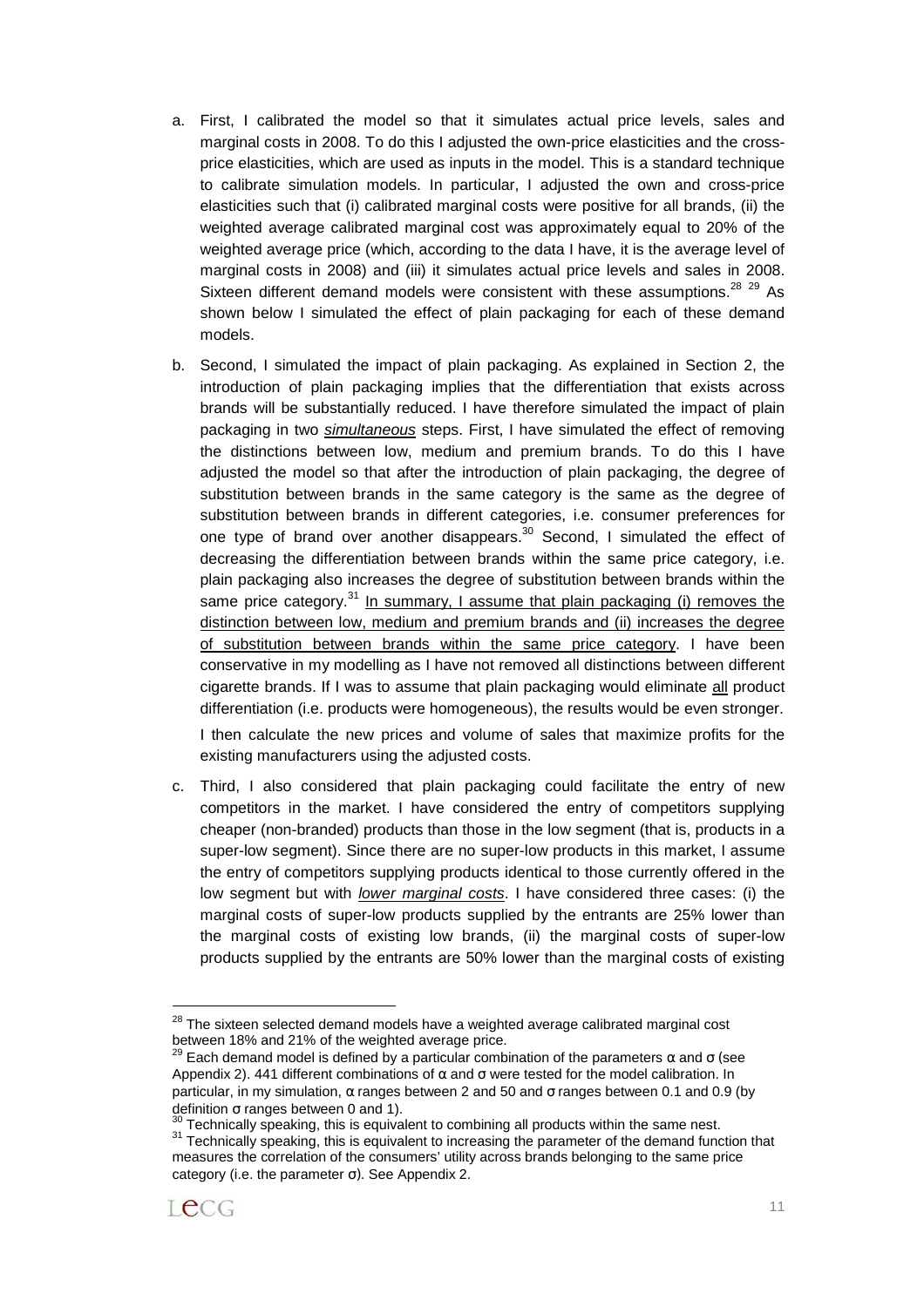a. First, I calibrated the model so that it simulates actual price levels, sales and marginal costs in 2008. To do this I adjusted the own-price elasticities and the cross-price elasticities, which are used as inputs in the model. This is a standard technique to calibrate simulation models. In particular, I adjusted the own and cross-price elasticities such that (i) calibrated marginal costs were positive for all brands, (ii) the weighted average calibrated marginal cost was approximately equal to 20% of the weighted average price (which, according to the data I have, it is the average level of marginal costs in 2008) and (iii) it simulates actual price levels and sales in 2008. Sixteen different demand models were consistent with these assumptions.[28] [29] As shown below I simulated the effect of plain packaging for each of these demand models.

b. Second, I simulated the impact of plain packaging. As explained in Section 2, the introduction of plain packaging implies that the differentiation that exists across brands will be substantially reduced. I have therefore simulated the impact of plain packaging in two <u>*simultaneous*</u> steps. First, I have simulated the effect of removing the distinctions between low, medium and premium brands. To do this I have adjusted the model so that after the introduction of plain packaging, the degree of substitution between brands in the same category is the same as the degree of substitution between brands in different categories, i.e. consumer preferences for one type of brand over another disappears.[30] Second, I simulated the effect of decreasing the differentiation between brands within the same price category, i.e. plain packaging also increases the degree of substitution between brands within the same price category.[31] <u>In summary, I assume that plain packaging (i) removes the distinction between low, medium and premium brands and (ii) increases the degree of substitution between brands within the same price category</u>. I have been conservative in my modelling as I have not removed all distinctions between different cigarette brands. If I was to assume that plain packaging would eliminate <u>all</u> product differentiation (i.e. products were homogeneous), the results would be even stronger.

   I then calculate the new prices and volume of sales that maximize profits for the existing manufacturers using the adjusted costs.

c. Third, I also considered that plain packaging could facilitate the entry of new competitors in the market. I have considered the entry of competitors supplying cheaper (non-branded) products than those in the low segment (that is, products in a super-low segment). Since there are no super-low products in this market, I assume the entry of competitors supplying products identical to those currently offered in the low segment but with <u>*lower marginal costs*</u>. I have considered three cases: (i) the marginal costs of super-low products supplied by the entrants are 25% lower than the marginal costs of existing low brands, (ii) the marginal costs of super-low products supplied by the entrants are 50% lower than the marginal costs of existing

---

[28] The sixteen selected demand models have a weighted average calibrated marginal cost between 18% and 21% of the weighted average price.

[29] Each demand model is defined by a particular combination of the parameters $\alpha$ and $\sigma$ (see Appendix 2). 441 different combinations of $\alpha$ and $\sigma$ were tested for the model calibration. In particular, in my simulation, $\alpha$ ranges between 2 and 50 and $\sigma$ ranges between 0.1 and 0.9 (by definition $\sigma$ ranges between 0 and 1).

[30] Technically speaking, this is equivalent to combining all products within the same nest.

[31] Technically speaking, this is equivalent to increasing the parameter of the demand function that measures the correlation of the consumers' utility across brands belonging to the same price category (i.e. the parameter $\sigma$). See Appendix 2.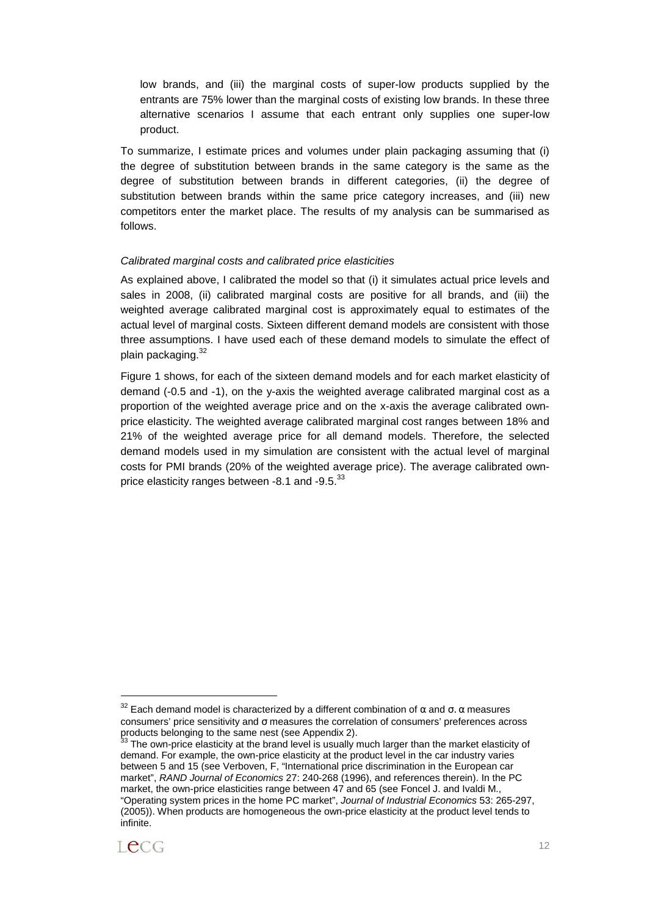low brands, and (iii) the marginal costs of super-low products supplied by the entrants are 75% lower than the marginal costs of existing low brands. In these three alternative scenarios I assume that each entrant only supplies one super-low product.

To summarize, I estimate prices and volumes under plain packaging assuming that (i) the degree of substitution between brands in the same category is the same as the degree of substitution between brands in different categories, (ii) the degree of substitution between brands within the same price category increases, and (iii) new competitors enter the market place. The results of my analysis can be summarised as follows.

*Calibrated marginal costs and calibrated price elasticities*

As explained above, I calibrated the model so that (i) it simulates actual price levels and sales in 2008, (ii) calibrated marginal costs are positive for all brands, and (iii) the weighted average calibrated marginal cost is approximately equal to estimates of the actual level of marginal costs. Sixteen different demand models are consistent with those three assumptions. I have used each of these demand models to simulate the effect of plain packaging.[32]

Figure 1 shows, for each of the sixteen demand models and for each market elasticity of demand (-0.5 and -1), on the y-axis the weighted average calibrated marginal cost as a proportion of the weighted average price and on the x-axis the average calibrated own-price elasticity. The weighted average calibrated marginal cost ranges between 18% and 21% of the weighted average price for all demand models. Therefore, the selected demand models used in my simulation are consistent with the actual level of marginal costs for PMI brands (20% of the weighted average price). The average calibrated own-price elasticity ranges between -8.1 and -9.5.[33]

---

[32] Each demand model is characterized by a different combination of $\alpha$ and $\sigma$. $\alpha$ measures consumers' price sensitivity and $\sigma$ measures the correlation of consumers' preferences across products belonging to the same nest (see Appendix 2).

[33] The own-price elasticity at the brand level is usually much larger than the market elasticity of demand. For example, the own-price elasticity at the product level in the car industry varies between 5 and 15 (see Verboven, F, "International price discrimination in the European car market", *RAND Journal of Economics* 27: 240-268 (1996), and references therein). In the PC market, the own-price elasticities range between 47 and 65 (see Foncel J. and Ivaldi M., "Operating system prices in the home PC market", *Journal of Industrial Economics* 53: 265-297, (2005)). When products are homogeneous the own-price elasticity at the product level tends to infinite.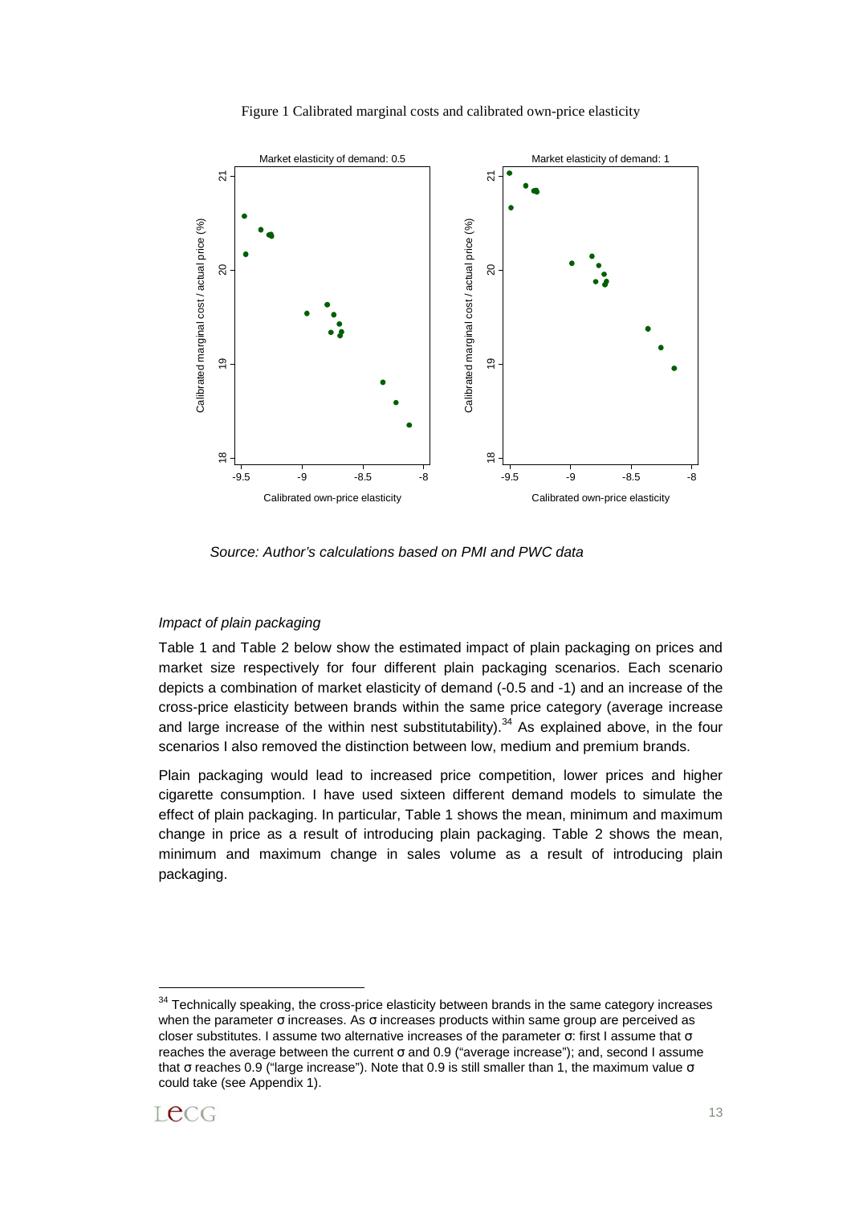Figure 1 Calibrated marginal costs and calibrated own-price elasticity

*Source: Author's calculations based on PMI and PWC data*

*Impact of plain packaging*

Table 1 and Table 2 below show the estimated impact of plain packaging on prices and market size respectively for four different plain packaging scenarios. Each scenario depicts a combination of market elasticity of demand (-0.5 and -1) and an increase of the cross-price elasticity between brands within the same price category (average increase and large increase of the within nest substitutability).[34] As explained above, in the four scenarios I also removed the distinction between low, medium and premium brands.

Plain packaging would lead to increased price competition, lower prices and higher cigarette consumption. I have used sixteen different demand models to simulate the effect of plain packaging. In particular, Table 1 shows the mean, minimum and maximum change in price as a result of introducing plain packaging. Table 2 shows the mean, minimum and maximum change in sales volume as a result of introducing plain packaging.

[34] Technically speaking, the cross-price elasticity between brands in the same category increases when the parameter $\sigma$ increases. As $\sigma$ increases products within same group are perceived as closer substitutes. I assume two alternative increases of the parameter $\sigma$: first I assume that $\sigma$ reaches the average between the current $\sigma$ and 0.9 ("average increase"); and, second I assume that $\sigma$ reaches 0.9 ("large increase"). Note that 0.9 is still smaller than 1, the maximum value $\sigma$ could take (see Appendix 1).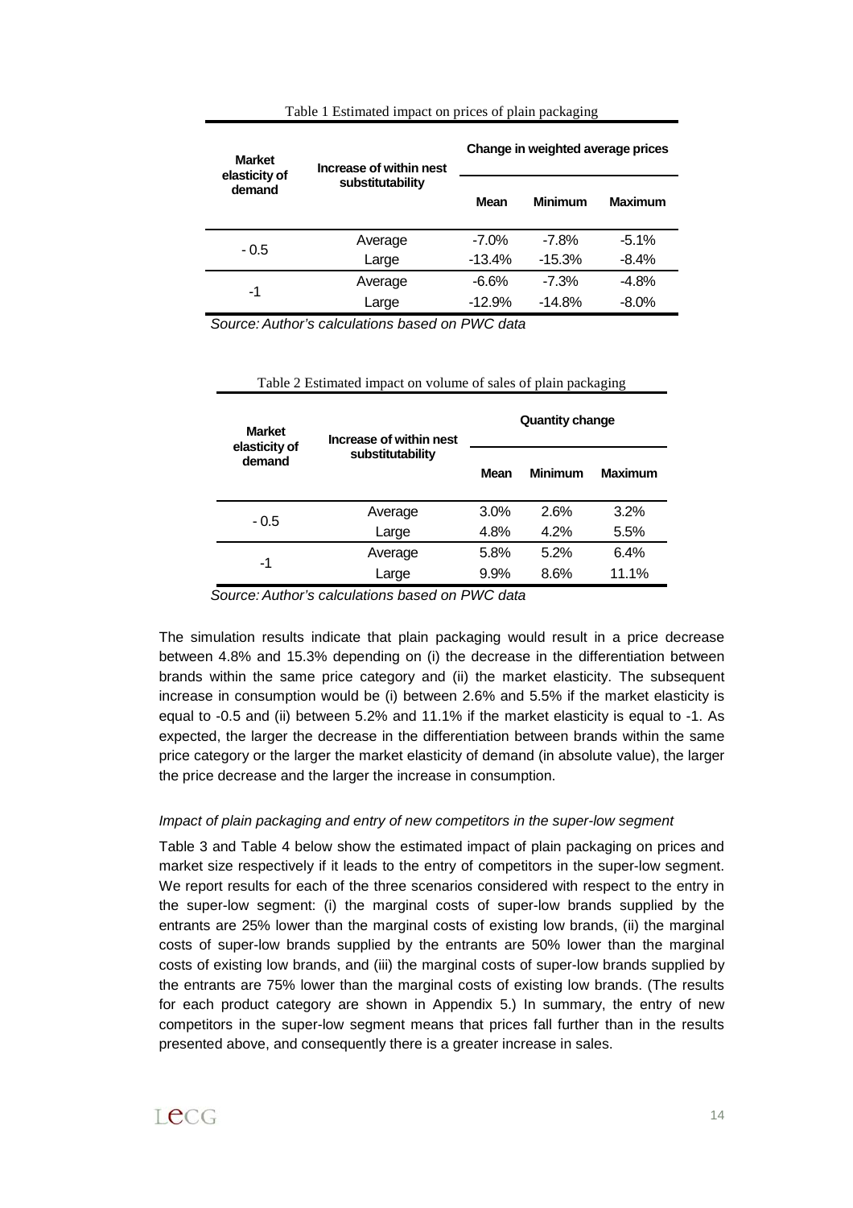Table 1 Estimated impact on prices of plain packaging

| Market elasticity of demand | Increase of within nest substitutability | Change in weighted average prices | | |
|---|---|---|---|---|
| | | Mean | Minimum | Maximum |
| - 0.5 | Average | -7.0% | -7.8% | -5.1% |
| | Large | -13.4% | -15.3% | -8.4% |
| -1 | Average | -6.6% | -7.3% | -4.8% |
| | Large | -12.9% | -14.8% | -8.0% |

*Source: Author's calculations based on PWC data*

Table 2 Estimated impact on volume of sales of plain packaging

| Market elasticity of demand | Increase of within nest substitutability | Quantity change | | |
|---|---|---|---|---|
| | | Mean | Minimum | Maximum |
| - 0.5 | Average | 3.0% | 2.6% | 3.2% |
| | Large | 4.8% | 4.2% | 5.5% |
| -1 | Average | 5.8% | 5.2% | 6.4% |
| | Large | 9.9% | 8.6% | 11.1% |

*Source: Author's calculations based on PWC data*

The simulation results indicate that plain packaging would result in a price decrease between 4.8% and 15.3% depending on (i) the decrease in the differentiation between brands within the same price category and (ii) the market elasticity. The subsequent increase in consumption would be (i) between 2.6% and 5.5% if the market elasticity is equal to -0.5 and (ii) between 5.2% and 11.1% if the market elasticity is equal to -1. As expected, the larger the decrease in the differentiation between brands within the same price category or the larger the market elasticity of demand (in absolute value), the larger the price decrease and the larger the increase in consumption.

*Impact of plain packaging and entry of new competitors in the super-low segment*

Table 3 and Table 4 below show the estimated impact of plain packaging on prices and market size respectively if it leads to the entry of competitors in the super-low segment. We report results for each of the three scenarios considered with respect to the entry in the super-low segment: (i) the marginal costs of super-low brands supplied by the entrants are 25% lower than the marginal costs of existing low brands, (ii) the marginal costs of super-low brands supplied by the entrants are 50% lower than the marginal costs of existing low brands, and (iii) the marginal costs of super-low brands supplied by the entrants are 75% lower than the marginal costs of existing low brands. (The results for each product category are shown in Appendix 5.) In summary, the entry of new competitors in the super-low segment means that prices fall further than in the results presented above, and consequently there is a greater increase in sales.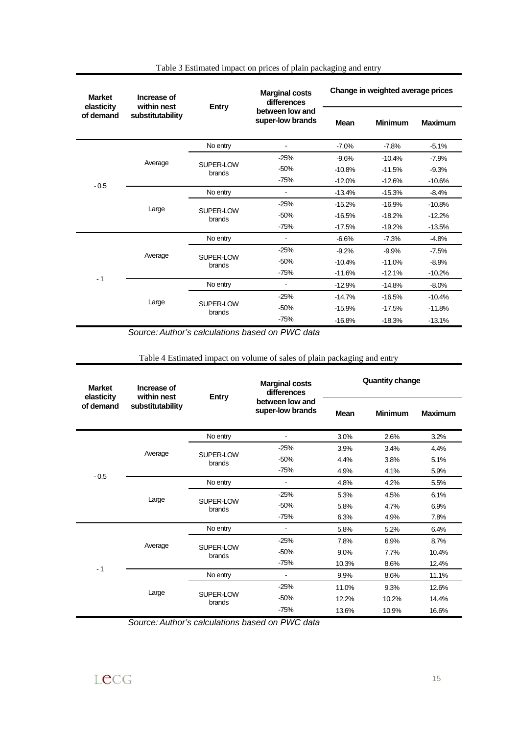Table 3 Estimated impact on prices of plain packaging and entry

| Market elasticity of demand | Increase of within nest substitutability | Entry | Marginal costs differences between low and super-low brands | Change in weighted average prices | | |
|---|---|---|---|---|---|---|
| | | | | Mean | Minimum | Maximum |
| - 0.5 | Average | No entry | - | -7.0% | -7.8% | -5.1% |
| | | SUPER-LOW brands | -25% | -9.6% | -10.4% | -7.9% |
| | | | -50% | -10.8% | -11.5% | -9.3% |
| | | | -75% | -12.0% | -12.6% | -10.6% |
| | Large | No entry | - | -13.4% | -15.3% | -8.4% |
| | | SUPER-LOW brands | -25% | -15.2% | -16.9% | -10.8% |
| | | | -50% | -16.5% | -18.2% | -12.2% |
| | | | -75% | -17.5% | -19.2% | -13.5% |
| - 1 | Average | No entry | - | -6.6% | -7.3% | -4.8% |
| | | SUPER-LOW brands | -25% | -9.2% | -9.9% | -7.5% |
| | | | -50% | -10.4% | -11.0% | -8.9% |
| | | | -75% | -11.6% | -12.1% | -10.2% |
| | Large | No entry | - | -12.9% | -14.8% | -8.0% |
| | | SUPER-LOW brands | -25% | -14.7% | -16.5% | -10.4% |
| | | | -50% | -15.9% | -17.5% | -11.8% |
| | | | -75% | -16.8% | -18.3% | -13.1% |

*Source: Author's calculations based on PWC data*

Table 4 Estimated impact on volume of sales of plain packaging and entry

| Market elasticity of demand | Increase of within nest substitutability | Entry | Marginal costs differences between low and super-low brands | Quantity change | | |
|---|---|---|---|---|---|---|
| | | | | Mean | Minimum | Maximum |
| - 0.5 | Average | No entry | - | 3.0% | 2.6% | 3.2% |
| | | SUPER-LOW brands | -25% | 3.9% | 3.4% | 4.4% |
| | | | -50% | 4.4% | 3.8% | 5.1% |
| | | | -75% | 4.9% | 4.1% | 5.9% |
| | Large | No entry | - | 4.8% | 4.2% | 5.5% |
| | | SUPER-LOW brands | -25% | 5.3% | 4.5% | 6.1% |
| | | | -50% | 5.8% | 4.7% | 6.9% |
| | | | -75% | 6.3% | 4.9% | 7.8% |
| - 1 | Average | No entry | - | 5.8% | 5.2% | 6.4% |
| | | SUPER-LOW brands | -25% | 7.8% | 6.9% | 8.7% |
| | | | -50% | 9.0% | 7.7% | 10.4% |
| | | | -75% | 10.3% | 8.6% | 12.4% |
| | Large | No entry | - | 9.9% | 8.6% | 11.1% |
| | | SUPER-LOW brands | -25% | 11.0% | 9.3% | 12.6% |
| | | | -50% | 12.2% | 10.2% | 14.4% |
| | | | -75% | 13.6% | 10.9% | 16.6% |

*Source: Author's calculations based on PWC data*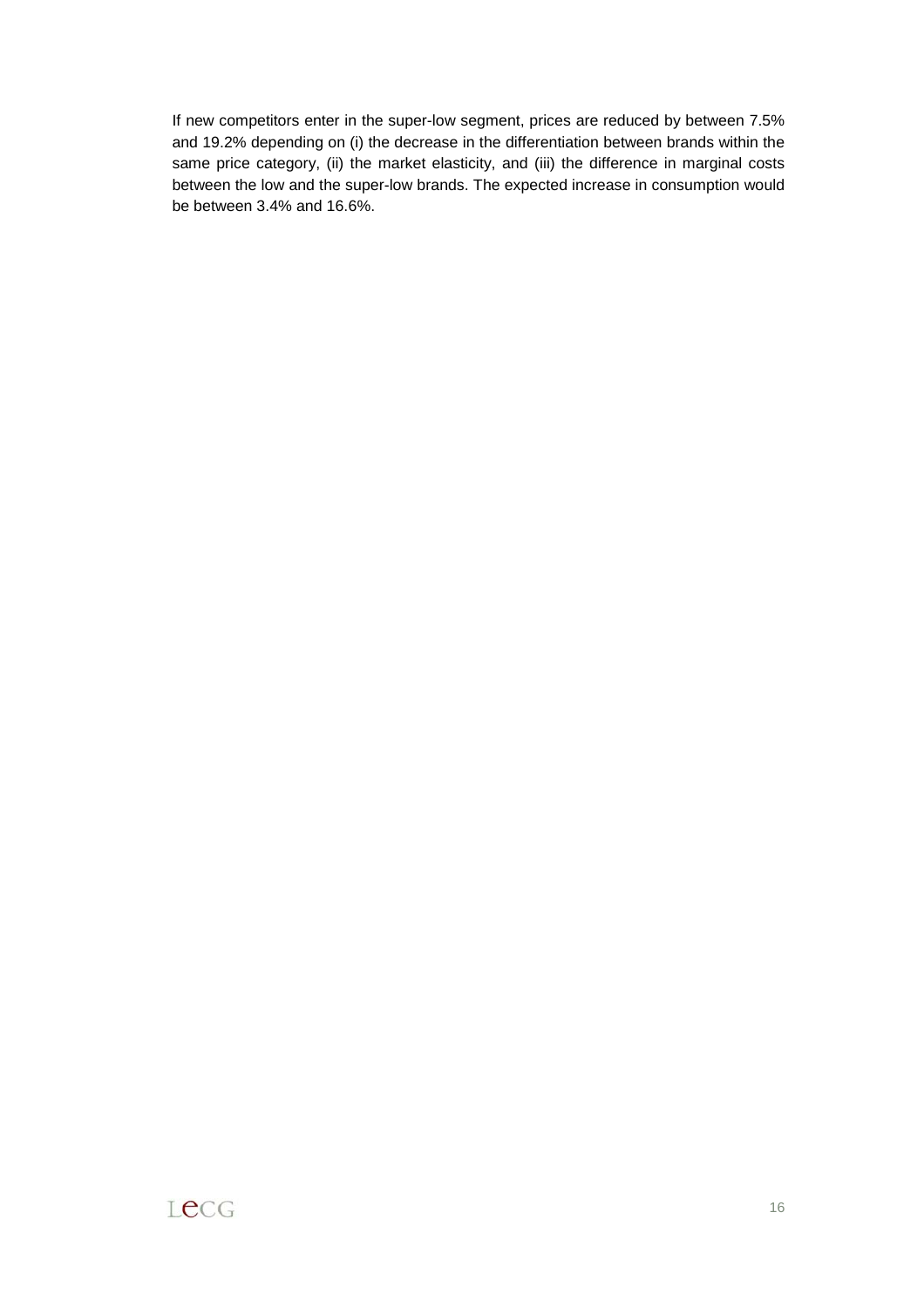If new competitors enter in the super-low segment, prices are reduced by between 7.5% and 19.2% depending on (i) the decrease in the differentiation between brands within the same price category, (ii) the market elasticity, and (iii) the difference in marginal costs between the low and the super-low brands. The expected increase in consumption would be between 3.4% and 16.6%.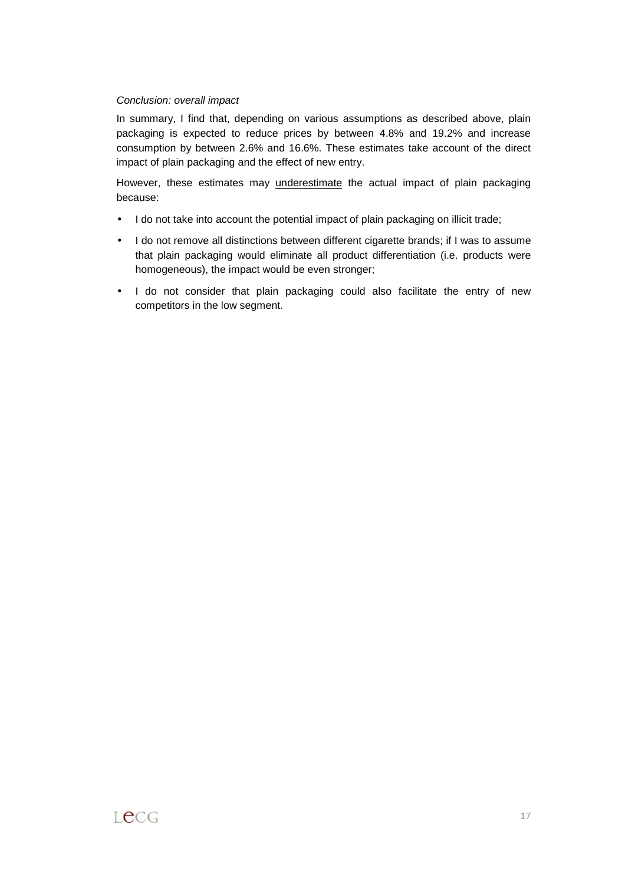*Conclusion: overall impact*

In summary, I find that, depending on various assumptions as described above, plain packaging is expected to reduce prices by between 4.8% and 19.2% and increase consumption by between 2.6% and 16.6%. These estimates take account of the direct impact of plain packaging and the effect of new entry.

However, these estimates may <u>underestimate</u> the actual impact of plain packaging because:

- I do not take into account the potential impact of plain packaging on illicit trade;
- I do not remove all distinctions between different cigarette brands; if I was to assume that plain packaging would eliminate all product differentiation (i.e. products were homogeneous), the impact would be even stronger;
- I do not consider that plain packaging could also facilitate the entry of new competitors in the low segment.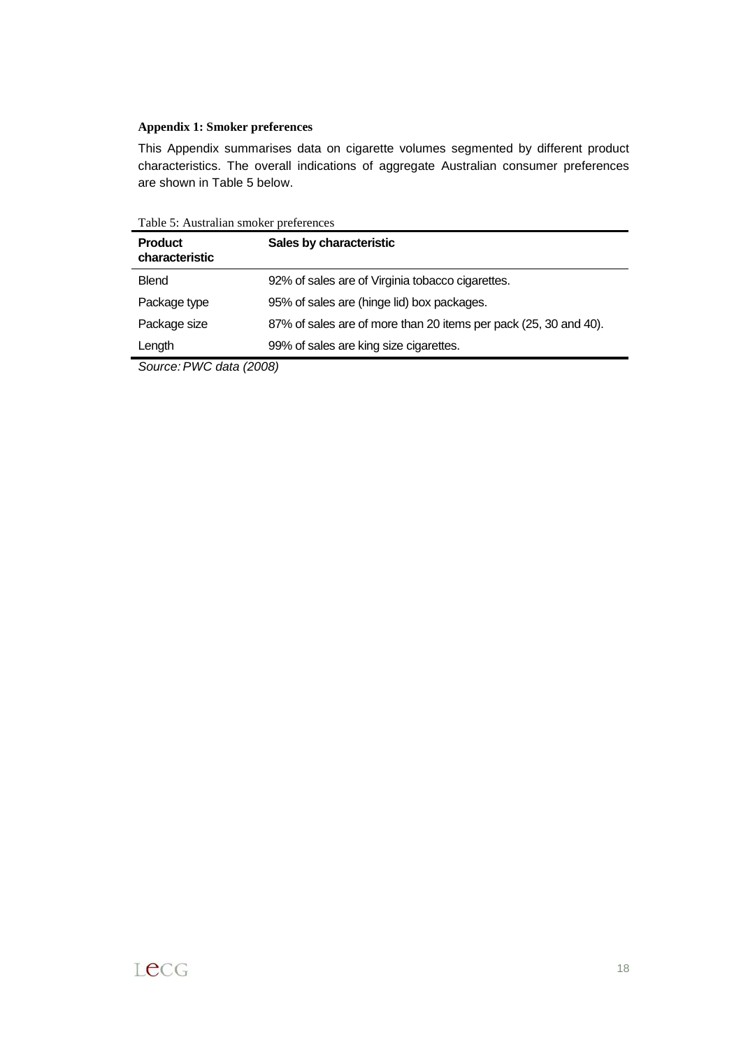### Appendix 1: Smoker preferences

This Appendix summarises data on cigarette volumes segmented by different product characteristics. The overall indications of aggregate Australian consumer preferences are shown in Table 5 below.

Table 5: Australian smoker preferences

| Product characteristic | Sales by characteristic |
|---|---|
| Blend | 92% of sales are of Virginia tobacco cigarettes. |
| Package type | 95% of sales are (hinge lid) box packages. |
| Package size | 87% of sales are of more than 20 items per pack (25, 30 and 40). |
| Length | 99% of sales are king size cigarettes. |

*Source: PWC data (2008)*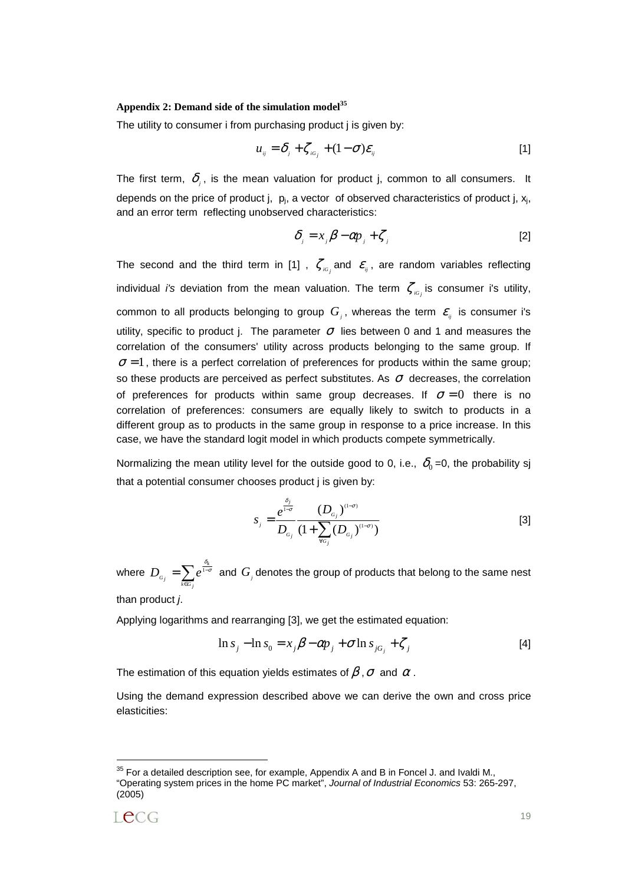### Appendix 2: Demand side of the simulation model[35]

The utility to consumer i from purchasing product j is given by:

$$u_{ij} = \delta_j + \zeta_{iG_j} + (1-\sigma)\varepsilon_{ij} \qquad [1]$$

The first term, $\delta_j$, is the mean valuation for product j, common to all consumers. It depends on the price of product j, $p_j$, a vector of observed characteristics of product j, $x_j$, and an error term reflecting unobserved characteristics:

$$\delta_j = x_j\beta - \alpha p_j + \zeta_j \qquad [2]$$

The second and the third term in [1] , $\zeta_{iG_j}$ and $\varepsilon_{ij}$, are random variables reflecting individual *i's* deviation from the mean valuation. The term $\zeta_{iG_j}$ is consumer i's utility, common to all products belonging to group $G_j$, whereas the term $\varepsilon_{ij}$ is consumer i's utility, specific to product j. The parameter $\sigma$ lies between 0 and 1 and measures the correlation of the consumers' utility across products belonging to the same group. If $\sigma = 1$, there is a perfect correlation of preferences for products within the same group; so these products are perceived as perfect substitutes. As $\sigma$ decreases, the correlation of preferences for products within same group decreases. If $\sigma = 0$ there is no correlation of preferences: consumers are equally likely to switch to products in a different group as to products in the same group in response to a price increase. In this case, we have the standard logit model in which products compete symmetrically.

Normalizing the mean utility level for the outside good to 0, i.e., $\delta_0$=0, the probability sj that a potential consumer chooses product j is given by:

$$s_j = \frac{e^{\frac{\delta_j}{1-\sigma}}}{D_{G_j}} \frac{(D_{G_j})^{(1-\sigma)}}{(1+\sum_{\forall G_j}(D_{G_j})^{(1-\sigma)})} \qquad [3]$$

where $D_{G_j} = \sum_{k \in G_j} e^{\frac{\delta_k}{1-\sigma}}$ and $G_j$ denotes the group of products that belong to the same nest than product *j*.

Applying logarithms and rearranging [3], we get the estimated equation:

$$\ln s_j - \ln s_0 = x_j\beta - \alpha p_j + \sigma \ln s_{jG_j} + \zeta_j \qquad [4]$$

The estimation of this equation yields estimates of $\beta$, $\sigma$ and $\alpha$.

Using the demand expression described above we can derive the own and cross price elasticities:

---

[35] For a detailed description see, for example, Appendix A and B in Foncel J. and Ivaldi M., "Operating system prices in the home PC market", *Journal of Industrial Economics* 53: 265-297, (2005)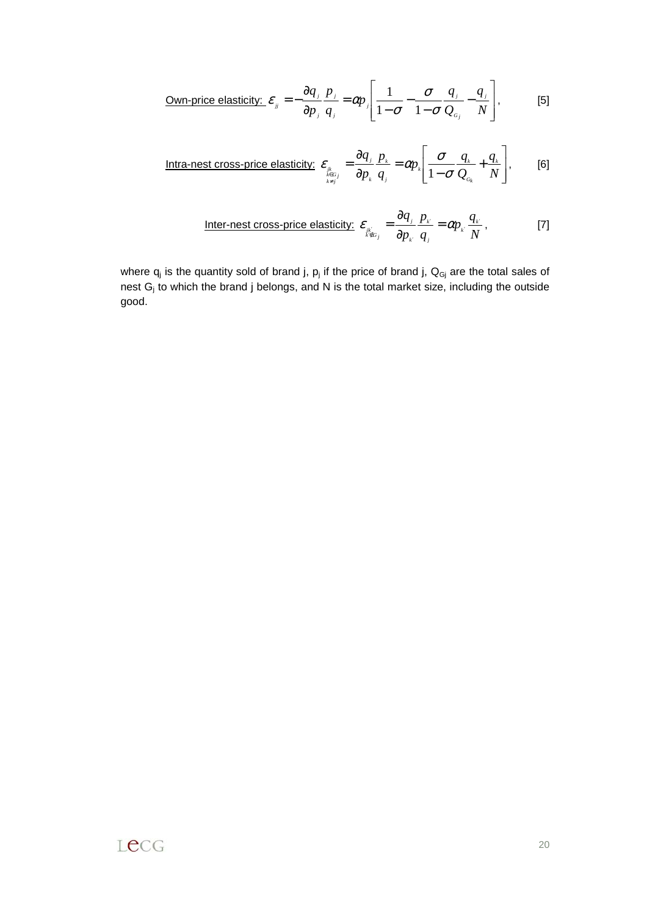Own-price elasticity: $\varepsilon_{jj} = -\dfrac{\partial q_j}{\partial p_j}\dfrac{p_j}{q_j} = \alpha p_j \left[ \dfrac{1}{1-\sigma} - \dfrac{\sigma}{1-\sigma}\dfrac{q_j}{Q_{G_j}} - \dfrac{q_j}{N} \right]$, [5]

Intra-nest cross-price elasticity: $\varepsilon_{\substack{jk \\ k \in G_j \\ k \neq j}} = \dfrac{\partial q_j}{\partial p_k}\dfrac{p_k}{q_j} = \alpha p_k \left[ \dfrac{\sigma}{1-\sigma}\dfrac{q_k}{Q_{G_k}} + \dfrac{q_k}{N} \right]$, [6]

Inter-nest cross-price elasticity: $\varepsilon_{\substack{jk' \\ k' \notin G_j}} = \dfrac{\partial q_j}{\partial p_{k'}}\dfrac{p_{k'}}{q_j} = \alpha p_{k'}\dfrac{q_{k'}}{N}$, [7]

where $q_j$ is the quantity sold of brand j, $p_j$ if the price of brand j, $Q_{Gj}$ are the total sales of nest $G_j$ to which the brand j belongs, and N is the total market size, including the outside good.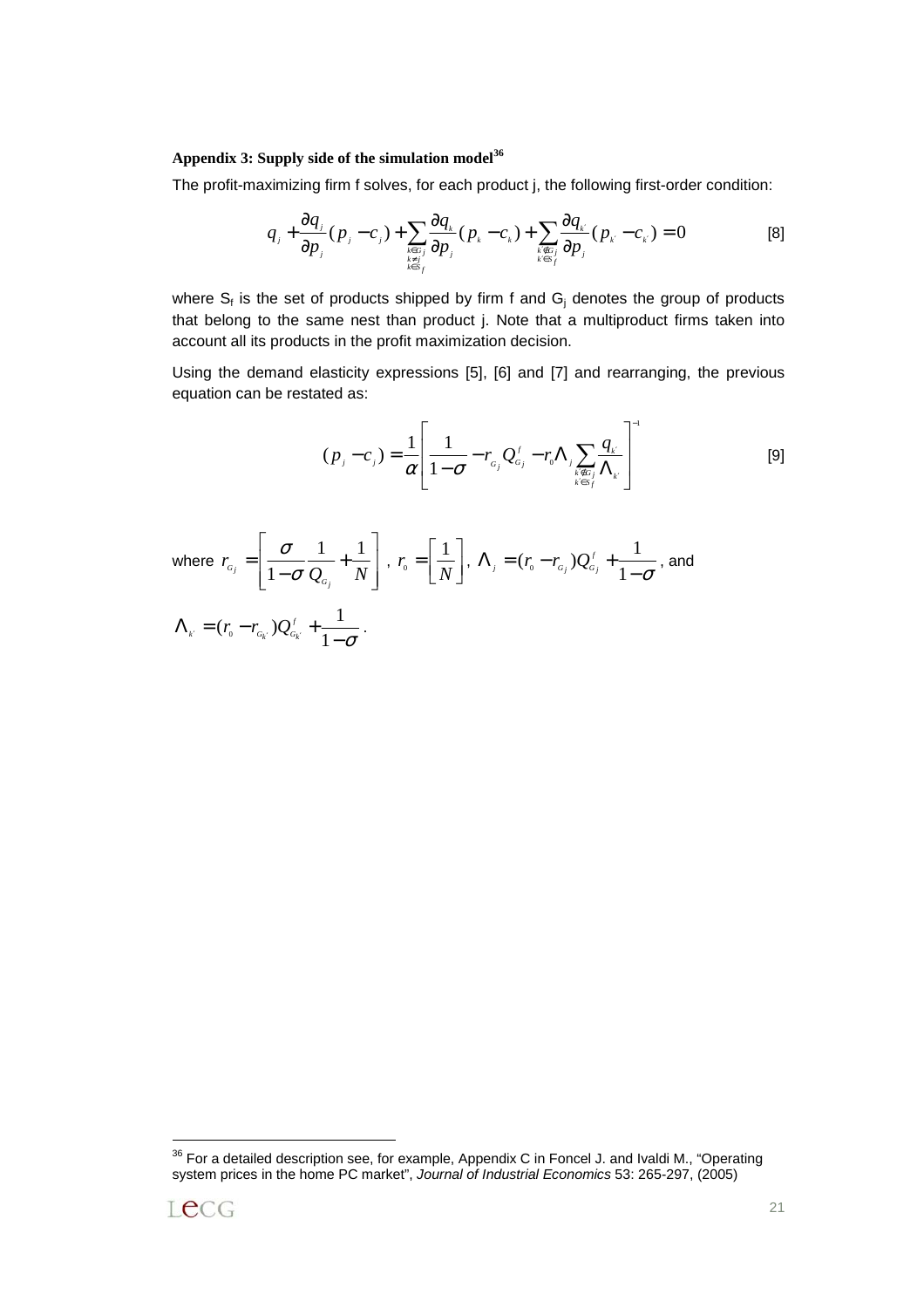**Appendix 3: Supply side of the simulation model**[36]

The profit-maximizing firm f solves, for each product j, the following first-order condition:

$$q_j + \frac{\partial q_j}{\partial p_j}(p_j - c_j) + \sum_{\substack{k \in G_j \\ k \neq j \\ k \in S_f}} \frac{\partial q_k}{\partial p_j}(p_k - c_k) + \sum_{\substack{k' \notin G_j \\ k' \in S_f}} \frac{\partial q_{k'}}{\partial p_j}(p_{k'} - c_{k'}) = 0 \qquad [8]$$

where $S_f$ is the set of products shipped by firm f and $G_j$ denotes the group of products that belong to the same nest than product j. Note that a multiproduct firms taken into account all its products in the profit maximization decision.

Using the demand elasticity expressions [5], [6] and [7] and rearranging, the previous equation can be restated as:

$$(p_j - c_j) = \frac{1}{\alpha}\left[\frac{1}{1-\sigma} - r_{G_j} Q^f_{G_j} - r_0 \Lambda_j \sum_{\substack{k' \notin G_j \\ k' \in S_f}} \frac{q_{k'}}{\Lambda_{k'}}\right]^{-1} \qquad [9]$$

where $r_{G_j} = \left[\frac{\sigma}{1-\sigma}\frac{1}{Q_{G_j}} + \frac{1}{N}\right]$, $r_0 = \left[\frac{1}{N}\right]$, $\Lambda_j = (r_0 - r_{G_j})Q^f_{G_j} + \frac{1}{1-\sigma}$, and

$\Lambda_{k'} = (r_0 - r_{G_{k'}})Q^f_{G_{k'}} + \frac{1}{1-\sigma}$.

[36] For a detailed description see, for example, Appendix C in Foncel J. and Ivaldi M., "Operating system prices in the home PC market", *Journal of Industrial Economics* 53: 265-297, (2005)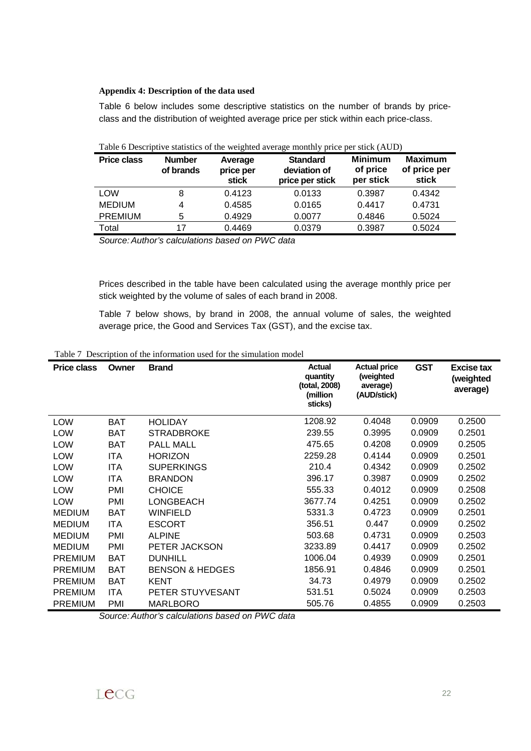**Appendix 4: Description of the data used**

Table 6 below includes some descriptive statistics on the number of brands by price-class and the distribution of weighted average price per stick within each price-class.

Table 6 Descriptive statistics of the weighted average monthly price per stick (AUD)

| Price class | Number of brands | Average price per stick | Standard deviation of price per stick | Minimum of price per stick | Maximum of price per stick |
|---|---|---|---|---|---|
| LOW | 8 | 0.4123 | 0.0133 | 0.3987 | 0.4342 |
| MEDIUM | 4 | 0.4585 | 0.0165 | 0.4417 | 0.4731 |
| PREMIUM | 5 | 0.4929 | 0.0077 | 0.4846 | 0.5024 |
| Total | 17 | 0.4469 | 0.0379 | 0.3987 | 0.5024 |

*Source: Author's calculations based on PWC data*

Prices described in the table have been calculated using the average monthly price per stick weighted by the volume of sales of each brand in 2008.

Table 7 below shows, by brand in 2008, the annual volume of sales, the weighted average price, the Good and Services Tax (GST), and the excise tax.

Table 7 Description of the information used for the simulation model

| Price class | Owner | Brand | Actual quantity (total, 2008) (million sticks) | Actual price (weighted average) (AUD/stick) | GST | Excise tax (weighted average) |
|---|---|---|---|---|---|---|
| LOW | BAT | HOLIDAY | 1208.92 | 0.4048 | 0.0909 | 0.2500 |
| LOW | BAT | STRADBROKE | 239.55 | 0.3995 | 0.0909 | 0.2501 |
| LOW | BAT | PALL MALL | 475.65 | 0.4208 | 0.0909 | 0.2505 |
| LOW | ITA | HORIZON | 2259.28 | 0.4144 | 0.0909 | 0.2501 |
| LOW | ITA | SUPERKINGS | 210.4 | 0.4342 | 0.0909 | 0.2502 |
| LOW | ITA | BRANDON | 396.17 | 0.3987 | 0.0909 | 0.2502 |
| LOW | PMI | CHOICE | 555.33 | 0.4012 | 0.0909 | 0.2508 |
| LOW | PMI | LONGBEACH | 3677.74 | 0.4251 | 0.0909 | 0.2502 |
| MEDIUM | BAT | WINFIELD | 5331.3 | 0.4723 | 0.0909 | 0.2501 |
| MEDIUM | ITA | ESCORT | 356.51 | 0.447 | 0.0909 | 0.2502 |
| MEDIUM | PMI | ALPINE | 503.68 | 0.4731 | 0.0909 | 0.2503 |
| MEDIUM | PMI | PETER JACKSON | 3233.89 | 0.4417 | 0.0909 | 0.2502 |
| PREMIUM | BAT | DUNHILL | 1006.04 | 0.4939 | 0.0909 | 0.2501 |
| PREMIUM | BAT | BENSON & HEDGES | 1856.91 | 0.4846 | 0.0909 | 0.2501 |
| PREMIUM | BAT | KENT | 34.73 | 0.4979 | 0.0909 | 0.2502 |
| PREMIUM | ITA | PETER STUYVESANT | 531.51 | 0.5024 | 0.0909 | 0.2503 |
| PREMIUM | PMI | MARLBORO | 505.76 | 0.4855 | 0.0909 | 0.2503 |

*Source: Author's calculations based on PWC data*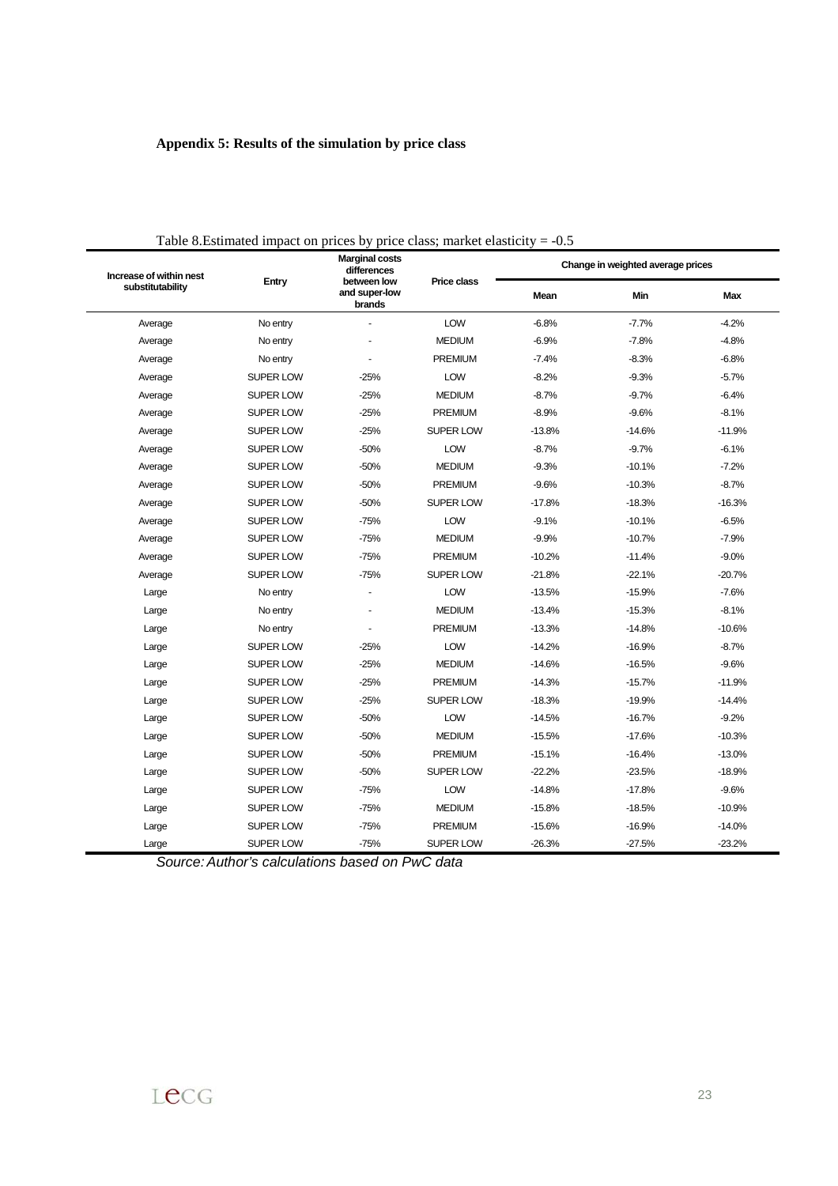**Appendix 5: Results of the simulation by price class**

Table 8.Estimated impact on prices by price class; market elasticity = -0.5

| Increase of within nest substitutability | Entry | Marginal costs differences between low and super-low brands | Price class | Change in weighted average prices | | |
|---|---|---|---|---|---|---|
| | | | | Mean | Min | Max |
| Average | No entry | - | LOW | -6.8% | -7.7% | -4.2% |
| Average | No entry | - | MEDIUM | -6.9% | -7.8% | -4.8% |
| Average | No entry | - | PREMIUM | -7.4% | -8.3% | -6.8% |
| Average | SUPER LOW | -25% | LOW | -8.2% | -9.3% | -5.7% |
| Average | SUPER LOW | -25% | MEDIUM | -8.7% | -9.7% | -6.4% |
| Average | SUPER LOW | -25% | PREMIUM | -8.9% | -9.6% | -8.1% |
| Average | SUPER LOW | -25% | SUPER LOW | -13.8% | -14.6% | -11.9% |
| Average | SUPER LOW | -50% | LOW | -8.7% | -9.7% | -6.1% |
| Average | SUPER LOW | -50% | MEDIUM | -9.3% | -10.1% | -7.2% |
| Average | SUPER LOW | -50% | PREMIUM | -9.6% | -10.3% | -8.7% |
| Average | SUPER LOW | -50% | SUPER LOW | -17.8% | -18.3% | -16.3% |
| Average | SUPER LOW | -75% | LOW | -9.1% | -10.1% | -6.5% |
| Average | SUPER LOW | -75% | MEDIUM | -9.9% | -10.7% | -7.9% |
| Average | SUPER LOW | -75% | PREMIUM | -10.2% | -11.4% | -9.0% |
| Average | SUPER LOW | -75% | SUPER LOW | -21.8% | -22.1% | -20.7% |
| Large | No entry | - | LOW | -13.5% | -15.9% | -7.6% |
| Large | No entry | - | MEDIUM | -13.4% | -15.3% | -8.1% |
| Large | No entry | - | PREMIUM | -13.3% | -14.8% | -10.6% |
| Large | SUPER LOW | -25% | LOW | -14.2% | -16.9% | -8.7% |
| Large | SUPER LOW | -25% | MEDIUM | -14.6% | -16.5% | -9.6% |
| Large | SUPER LOW | -25% | PREMIUM | -14.3% | -15.7% | -11.9% |
| Large | SUPER LOW | -25% | SUPER LOW | -18.3% | -19.9% | -14.4% |
| Large | SUPER LOW | -50% | LOW | -14.5% | -16.7% | -9.2% |
| Large | SUPER LOW | -50% | MEDIUM | -15.5% | -17.6% | -10.3% |
| Large | SUPER LOW | -50% | PREMIUM | -15.1% | -16.4% | -13.0% |
| Large | SUPER LOW | -50% | SUPER LOW | -22.2% | -23.5% | -18.9% |
| Large | SUPER LOW | -75% | LOW | -14.8% | -17.8% | -9.6% |
| Large | SUPER LOW | -75% | MEDIUM | -15.8% | -18.5% | -10.9% |
| Large | SUPER LOW | -75% | PREMIUM | -15.6% | -16.9% | -14.0% |
| Large | SUPER LOW | -75% | SUPER LOW | -26.3% | -27.5% | -23.2% |

*Source: Author's calculations based on PwC data*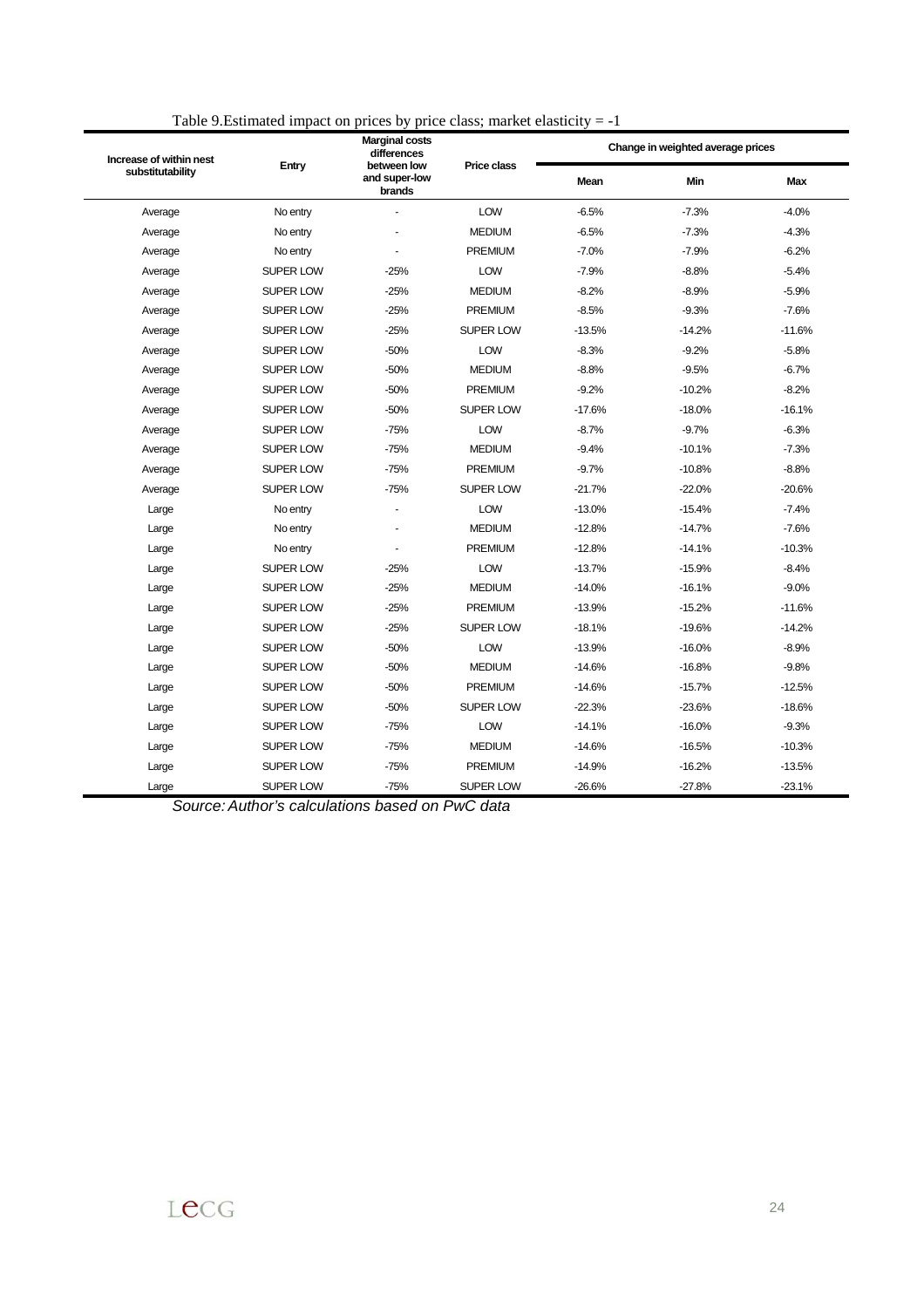Table 9.Estimated impact on prices by price class; market elasticity = -1

| Increase of within nest substitutability | Entry | Marginal costs differences between low and super-low brands | Price class | Change in weighted average prices | | |
|---|---|---|---|---|---|---|
| | | | | Mean | Min | Max |
| Average | No entry | - | LOW | -6.5% | -7.3% | -4.0% |
| Average | No entry | - | MEDIUM | -6.5% | -7.3% | -4.3% |
| Average | No entry | - | PREMIUM | -7.0% | -7.9% | -6.2% |
| Average | SUPER LOW | -25% | LOW | -7.9% | -8.8% | -5.4% |
| Average | SUPER LOW | -25% | MEDIUM | -8.2% | -8.9% | -5.9% |
| Average | SUPER LOW | -25% | PREMIUM | -8.5% | -9.3% | -7.6% |
| Average | SUPER LOW | -25% | SUPER LOW | -13.5% | -14.2% | -11.6% |
| Average | SUPER LOW | -50% | LOW | -8.3% | -9.2% | -5.8% |
| Average | SUPER LOW | -50% | MEDIUM | -8.8% | -9.5% | -6.7% |
| Average | SUPER LOW | -50% | PREMIUM | -9.2% | -10.2% | -8.2% |
| Average | SUPER LOW | -50% | SUPER LOW | -17.6% | -18.0% | -16.1% |
| Average | SUPER LOW | -75% | LOW | -8.7% | -9.7% | -6.3% |
| Average | SUPER LOW | -75% | MEDIUM | -9.4% | -10.1% | -7.3% |
| Average | SUPER LOW | -75% | PREMIUM | -9.7% | -10.8% | -8.8% |
| Average | SUPER LOW | -75% | SUPER LOW | -21.7% | -22.0% | -20.6% |
| Large | No entry | - | LOW | -13.0% | -15.4% | -7.4% |
| Large | No entry | - | MEDIUM | -12.8% | -14.7% | -7.6% |
| Large | No entry | - | PREMIUM | -12.8% | -14.1% | -10.3% |
| Large | SUPER LOW | -25% | LOW | -13.7% | -15.9% | -8.4% |
| Large | SUPER LOW | -25% | MEDIUM | -14.0% | -16.1% | -9.0% |
| Large | SUPER LOW | -25% | PREMIUM | -13.9% | -15.2% | -11.6% |
| Large | SUPER LOW | -25% | SUPER LOW | -18.1% | -19.6% | -14.2% |
| Large | SUPER LOW | -50% | LOW | -13.9% | -16.0% | -8.9% |
| Large | SUPER LOW | -50% | MEDIUM | -14.6% | -16.8% | -9.8% |
| Large | SUPER LOW | -50% | PREMIUM | -14.6% | -15.7% | -12.5% |
| Large | SUPER LOW | -50% | SUPER LOW | -22.3% | -23.6% | -18.6% |
| Large | SUPER LOW | -75% | LOW | -14.1% | -16.0% | -9.3% |
| Large | SUPER LOW | -75% | MEDIUM | -14.6% | -16.5% | -10.3% |
| Large | SUPER LOW | -75% | PREMIUM | -14.9% | -16.2% | -13.5% |
| Large | SUPER LOW | -75% | SUPER LOW | -26.6% | -27.8% | -23.1% |

*Source: Author's calculations based on PwC data*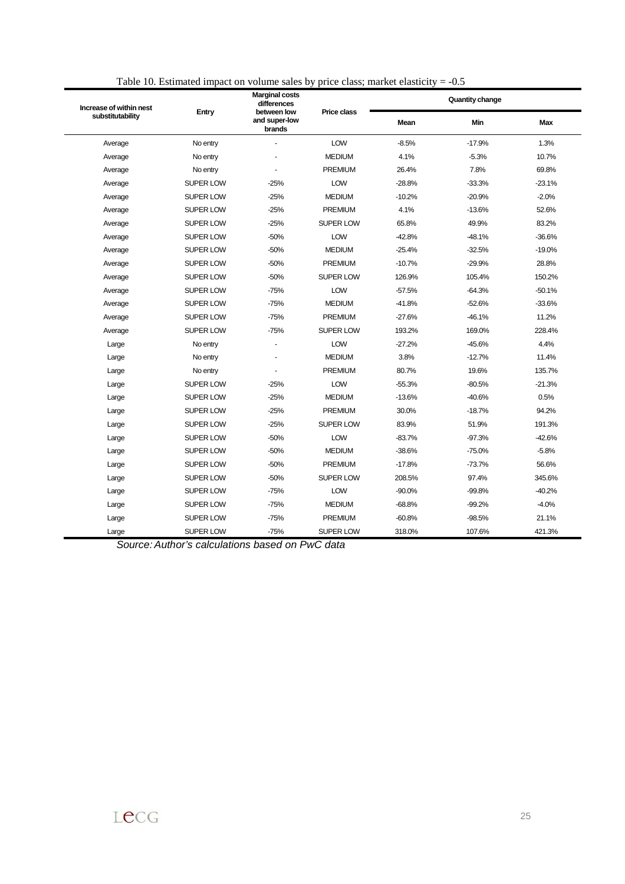Table 10. Estimated impact on volume sales by price class; market elasticity = -0.5

| Increase of within nest substitutability | Entry | Marginal costs differences between low and super-low brands | Price class | Quantity change | | |
|---|---|---|---|---|---|---|
| | | | | Mean | Min | Max |
| Average | No entry | - | LOW | -8.5% | -17.9% | 1.3% |
| Average | No entry | - | MEDIUM | 4.1% | -5.3% | 10.7% |
| Average | No entry | - | PREMIUM | 26.4% | 7.8% | 69.8% |
| Average | SUPER LOW | -25% | LOW | -28.8% | -33.3% | -23.1% |
| Average | SUPER LOW | -25% | MEDIUM | -10.2% | -20.9% | -2.0% |
| Average | SUPER LOW | -25% | PREMIUM | 4.1% | -13.6% | 52.6% |
| Average | SUPER LOW | -25% | SUPER LOW | 65.8% | 49.9% | 83.2% |
| Average | SUPER LOW | -50% | LOW | -42.8% | -48.1% | -36.6% |
| Average | SUPER LOW | -50% | MEDIUM | -25.4% | -32.5% | -19.0% |
| Average | SUPER LOW | -50% | PREMIUM | -10.7% | -29.9% | 28.8% |
| Average | SUPER LOW | -50% | SUPER LOW | 126.9% | 105.4% | 150.2% |
| Average | SUPER LOW | -75% | LOW | -57.5% | -64.3% | -50.1% |
| Average | SUPER LOW | -75% | MEDIUM | -41.8% | -52.6% | -33.6% |
| Average | SUPER LOW | -75% | PREMIUM | -27.6% | -46.1% | 11.2% |
| Average | SUPER LOW | -75% | SUPER LOW | 193.2% | 169.0% | 228.4% |
| Large | No entry | - | LOW | -27.2% | -45.6% | 4.4% |
| Large | No entry | - | MEDIUM | 3.8% | -12.7% | 11.4% |
| Large | No entry | - | PREMIUM | 80.7% | 19.6% | 135.7% |
| Large | SUPER LOW | -25% | LOW | -55.3% | -80.5% | -21.3% |
| Large | SUPER LOW | -25% | MEDIUM | -13.6% | -40.6% | 0.5% |
| Large | SUPER LOW | -25% | PREMIUM | 30.0% | -18.7% | 94.2% |
| Large | SUPER LOW | -25% | SUPER LOW | 83.9% | 51.9% | 191.3% |
| Large | SUPER LOW | -50% | LOW | -83.7% | -97.3% | -42.6% |
| Large | SUPER LOW | -50% | MEDIUM | -38.6% | -75.0% | -5.8% |
| Large | SUPER LOW | -50% | PREMIUM | -17.8% | -73.7% | 56.6% |
| Large | SUPER LOW | -50% | SUPER LOW | 208.5% | 97.4% | 345.6% |
| Large | SUPER LOW | -75% | LOW | -90.0% | -99.8% | -40.2% |
| Large | SUPER LOW | -75% | MEDIUM | -68.8% | -99.2% | -4.0% |
| Large | SUPER LOW | -75% | PREMIUM | -60.8% | -98.5% | 21.1% |
| Large | SUPER LOW | -75% | SUPER LOW | 318.0% | 107.6% | 421.3% |

*Source: Author's calculations based on PwC data*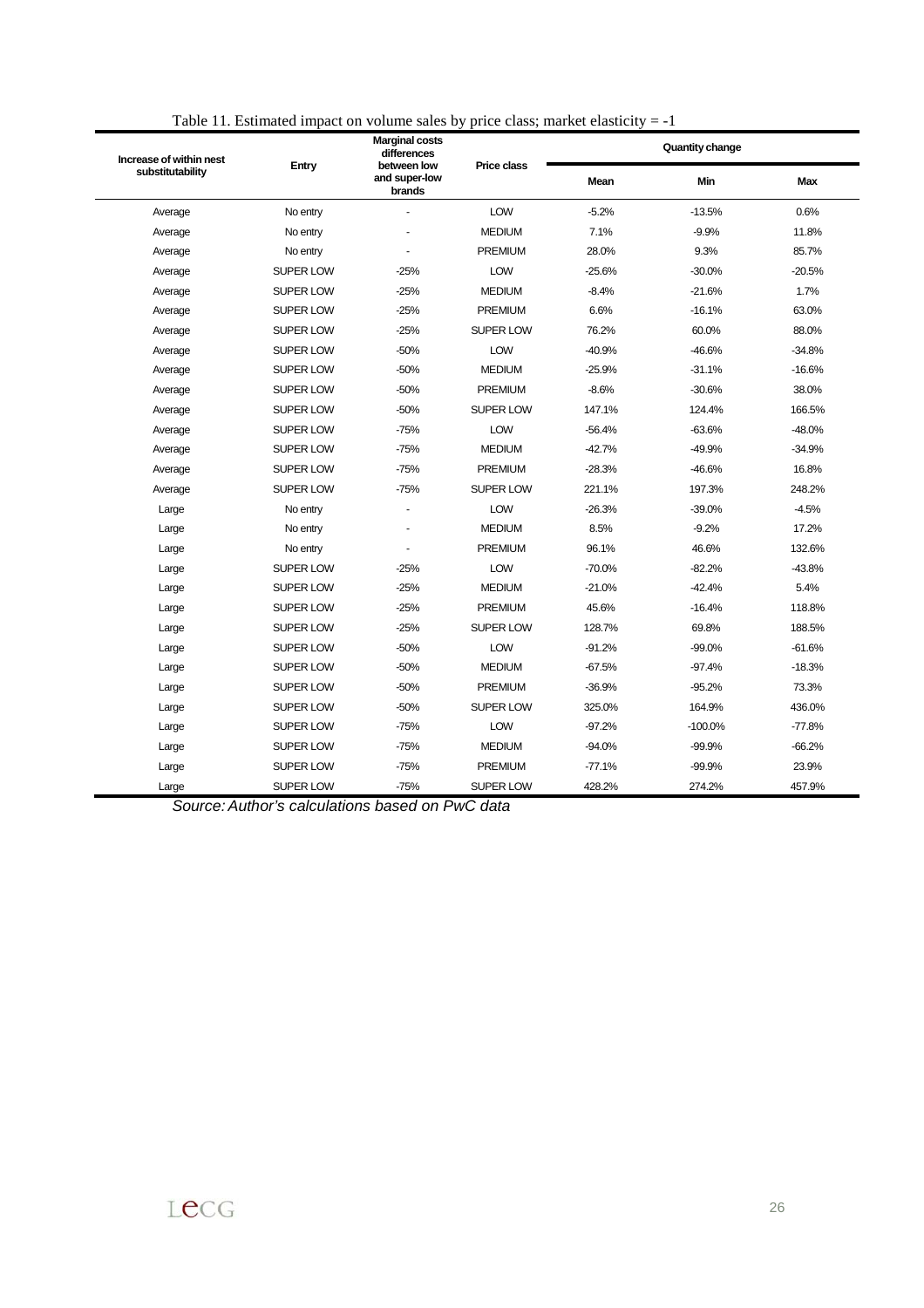Table 11. Estimated impact on volume sales by price class; market elasticity = -1

| Increase of within nest substitutability | Entry | Marginal costs differences between low and super-low brands | Price class | Quantity change | | |
|---|---|---|---|---|---|---|
| | | | | Mean | Min | Max |
| Average | No entry | - | LOW | -5.2% | -13.5% | 0.6% |
| Average | No entry | - | MEDIUM | 7.1% | -9.9% | 11.8% |
| Average | No entry | - | PREMIUM | 28.0% | 9.3% | 85.7% |
| Average | SUPER LOW | -25% | LOW | -25.6% | -30.0% | -20.5% |
| Average | SUPER LOW | -25% | MEDIUM | -8.4% | -21.6% | 1.7% |
| Average | SUPER LOW | -25% | PREMIUM | 6.6% | -16.1% | 63.0% |
| Average | SUPER LOW | -25% | SUPER LOW | 76.2% | 60.0% | 88.0% |
| Average | SUPER LOW | -50% | LOW | -40.9% | -46.6% | -34.8% |
| Average | SUPER LOW | -50% | MEDIUM | -25.9% | -31.1% | -16.6% |
| Average | SUPER LOW | -50% | PREMIUM | -8.6% | -30.6% | 38.0% |
| Average | SUPER LOW | -50% | SUPER LOW | 147.1% | 124.4% | 166.5% |
| Average | SUPER LOW | -75% | LOW | -56.4% | -63.6% | -48.0% |
| Average | SUPER LOW | -75% | MEDIUM | -42.7% | -49.9% | -34.9% |
| Average | SUPER LOW | -75% | PREMIUM | -28.3% | -46.6% | 16.8% |
| Average | SUPER LOW | -75% | SUPER LOW | 221.1% | 197.3% | 248.2% |
| Large | No entry | - | LOW | -26.3% | -39.0% | -4.5% |
| Large | No entry | - | MEDIUM | 8.5% | -9.2% | 17.2% |
| Large | No entry | - | PREMIUM | 96.1% | 46.6% | 132.6% |
| Large | SUPER LOW | -25% | LOW | -70.0% | -82.2% | -43.8% |
| Large | SUPER LOW | -25% | MEDIUM | -21.0% | -42.4% | 5.4% |
| Large | SUPER LOW | -25% | PREMIUM | 45.6% | -16.4% | 118.8% |
| Large | SUPER LOW | -25% | SUPER LOW | 128.7% | 69.8% | 188.5% |
| Large | SUPER LOW | -50% | LOW | -91.2% | -99.0% | -61.6% |
| Large | SUPER LOW | -50% | MEDIUM | -67.5% | -97.4% | -18.3% |
| Large | SUPER LOW | -50% | PREMIUM | -36.9% | -95.2% | 73.3% |
| Large | SUPER LOW | -50% | SUPER LOW | 325.0% | 164.9% | 436.0% |
| Large | SUPER LOW | -75% | LOW | -97.2% | -100.0% | -77.8% |
| Large | SUPER LOW | -75% | MEDIUM | -94.0% | -99.9% | -66.2% |
| Large | SUPER LOW | -75% | PREMIUM | -77.1% | -99.9% | 23.9% |
| Large | SUPER LOW | -75% | SUPER LOW | 428.2% | 274.2% | 457.9% |

*Source: Author's calculations based on PwC data*